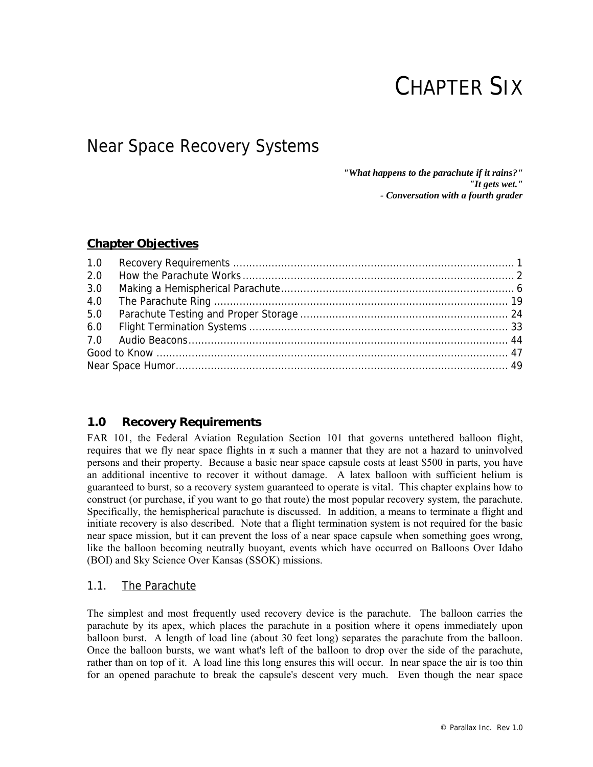# CHAPTER SIX

## Near Space Recovery Systems

***"What happens to the parachute if it rains?"***
***"It gets wet."***
***- Conversation with a fourth grader***

### Chapter Objectives

1.0 Recovery Requirements ........................................................................................ 1
2.0 How the Parachute Works...................................................................................... 2
3.0 Making a Hemispherical Parachute......................................................................... 6
4.0 The Parachute Ring ............................................................................................. 19
5.0 Parachute Testing and Proper Storage ................................................................. 24
6.0 Flight Termination Systems .................................................................................. 33
7.0 Audio Beacons..................................................................................................... 44
Good to Know .............................................................................................................. 47
Near Space Humor........................................................................................................ 49

### 1.0 Recovery Requirements

FAR 101, the Federal Aviation Regulation Section 101 that governs untethered balloon flight, requires that we fly near space flights in π such a manner that they are not a hazard to uninvolved persons and their property. Because a basic near space capsule costs at least $500 in parts, you have an additional incentive to recover it without damage. A latex balloon with sufficient helium is guaranteed to burst, so a recovery system guaranteed to operate is vital. This chapter explains how to construct (or purchase, if you want to go that route) the most popular recovery system, the parachute. Specifically, the hemispherical parachute is discussed. In addition, a means to terminate a flight and initiate recovery is also described. Note that a flight termination system is not required for the basic near space mission, but it can prevent the loss of a near space capsule when something goes wrong, like the balloon becoming neutrally buoyant, events which have occurred on Balloons Over Idaho (BOI) and Sky Science Over Kansas (SSOK) missions.

#### 1.1. The Parachute

The simplest and most frequently used recovery device is the parachute. The balloon carries the parachute by its apex, which places the parachute in a position where it opens immediately upon balloon burst. A length of load line (about 30 feet long) separates the parachute from the balloon. Once the balloon bursts, we want what's left of the balloon to drop over the side of the parachute, rather than on top of it. A load line this long ensures this will occur. In near space the air is too thin for an opened parachute to break the capsule's descent very much. Even though the near space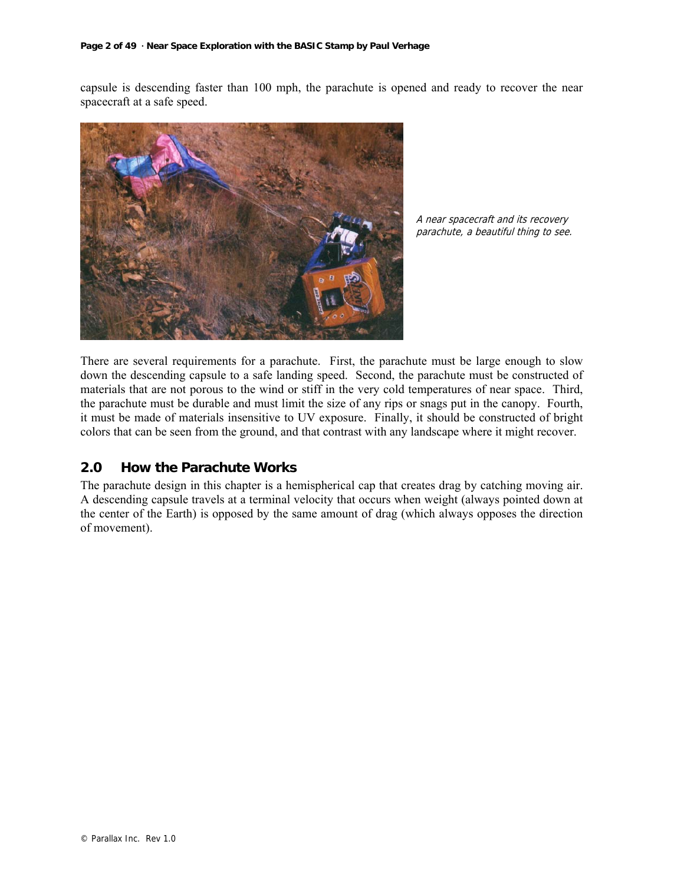capsule is descending faster than 100 mph, the parachute is opened and ready to recover the near spacecraft at a safe speed.

*A near spacecraft and its recovery parachute, a beautiful thing to see.*

There are several requirements for a parachute. First, the parachute must be large enough to slow down the descending capsule to a safe landing speed. Second, the parachute must be constructed of materials that are not porous to the wind or stiff in the very cold temperatures of near space. Third, the parachute must be durable and must limit the size of any rips or snags put in the canopy. Fourth, it must be made of materials insensitive to UV exposure. Finally, it should be constructed of bright colors that can be seen from the ground, and that contrast with any landscape where it might recover.

## 2.0 How the Parachute Works

The parachute design in this chapter is a hemispherical cap that creates drag by catching moving air. A descending capsule travels at a terminal velocity that occurs when weight (always pointed down at the center of the Earth) is opposed by the same amount of drag (which always opposes the direction of movement).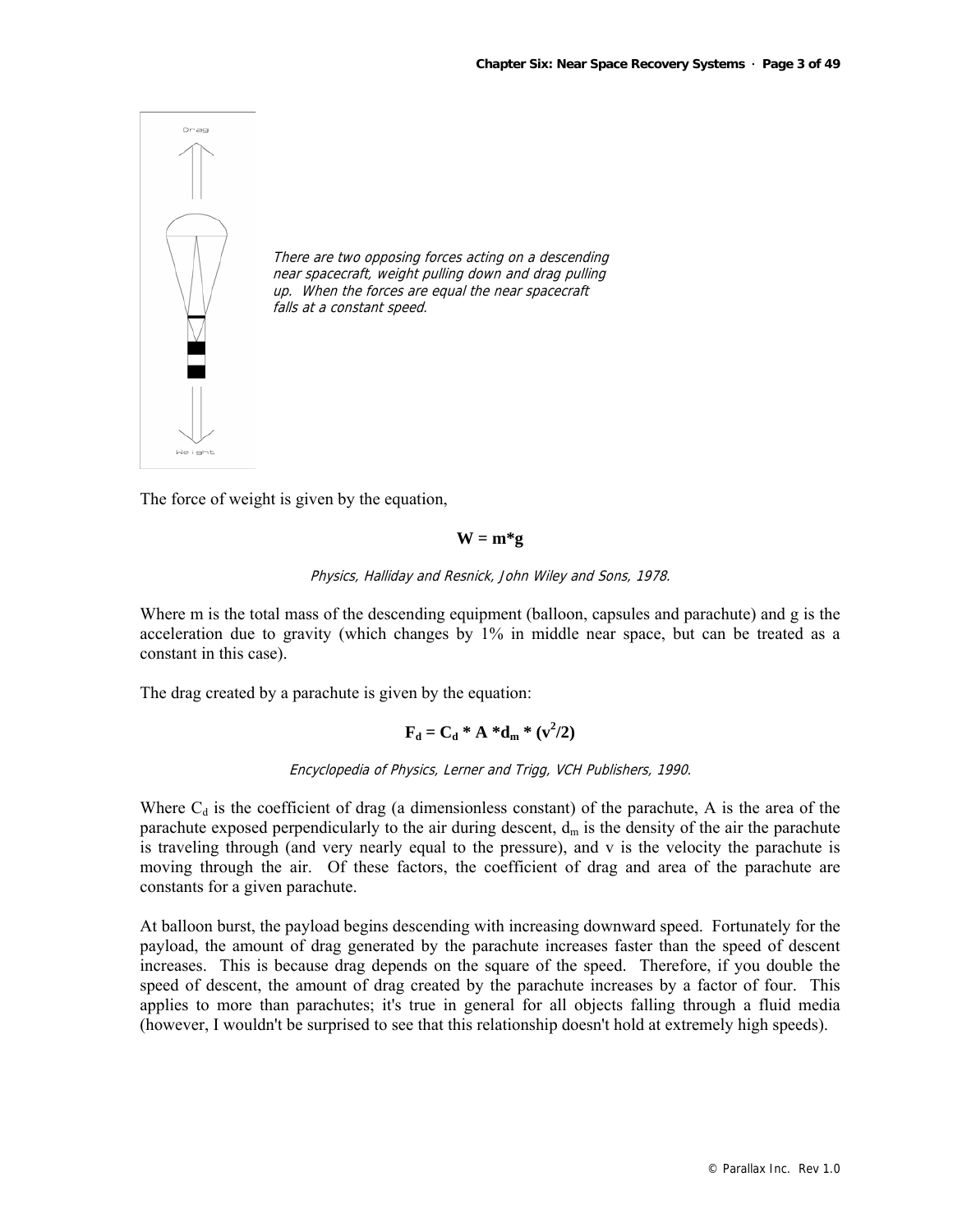*There are two opposing forces acting on a descending near spacecraft, weight pulling down and drag pulling up. When the forces are equal the near spacecraft falls at a constant speed.*

The force of weight is given by the equation,

$$W = m*g$$

*Physics, Halliday and Resnick, John Wiley and Sons, 1978.*

Where m is the total mass of the descending equipment (balloon, capsules and parachute) and g is the acceleration due to gravity (which changes by 1% in middle near space, but can be treated as a constant in this case).

The drag created by a parachute is given by the equation:

$$F_d = C_d * A * d_m * (v^2/2)$$

*Encyclopedia of Physics, Lerner and Trigg, VCH Publishers, 1990.*

Where $C_d$ is the coefficient of drag (a dimensionless constant) of the parachute, A is the area of the parachute exposed perpendicularly to the air during descent, $d_m$ is the density of the air the parachute is traveling through (and very nearly equal to the pressure), and v is the velocity the parachute is moving through the air. Of these factors, the coefficient of drag and area of the parachute are constants for a given parachute.

At balloon burst, the payload begins descending with increasing downward speed. Fortunately for the payload, the amount of drag generated by the parachute increases faster than the speed of descent increases. This is because drag depends on the square of the speed. Therefore, if you double the speed of descent, the amount of drag created by the parachute increases by a factor of four. This applies to more than parachutes; it's true in general for all objects falling through a fluid media (however, I wouldn't be surprised to see that this relationship doesn't hold at extremely high speeds).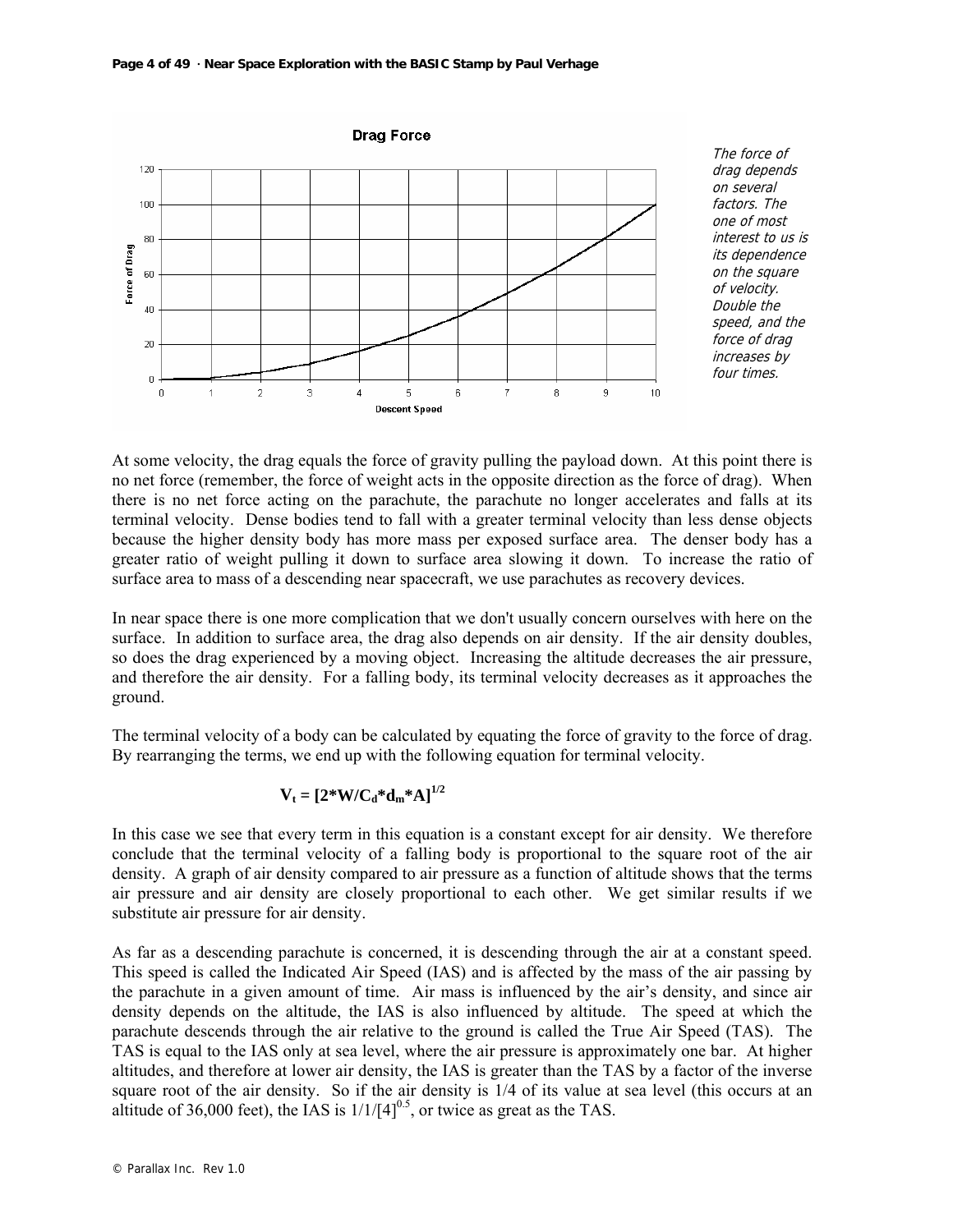*The force of drag depends on several factors. The one of most interest to us is its dependence on the square of velocity. Double the speed, and the force of drag increases by four times.*

At some velocity, the drag equals the force of gravity pulling the payload down. At this point there is no net force (remember, the force of weight acts in the opposite direction as the force of drag). When there is no net force acting on the parachute, the parachute no longer accelerates and falls at its terminal velocity. Dense bodies tend to fall with a greater terminal velocity than less dense objects because the higher density body has more mass per exposed surface area. The denser body has a greater ratio of weight pulling it down to surface area slowing it down. To increase the ratio of surface area to mass of a descending near spacecraft, we use parachutes as recovery devices.

In near space there is one more complication that we don't usually concern ourselves with here on the surface. In addition to surface area, the drag also depends on air density. If the air density doubles, so does the drag experienced by a moving object. Increasing the altitude decreases the air pressure, and therefore the air density. For a falling body, its terminal velocity decreases as it approaches the ground.

The terminal velocity of a body can be calculated by equating the force of gravity to the force of drag. By rearranging the terms, we end up with the following equation for terminal velocity.

$$\mathbf{V_t = [2*W/C_d*d_m*A]^{1/2}}$$

In this case we see that every term in this equation is a constant except for air density. We therefore conclude that the terminal velocity of a falling body is proportional to the square root of the air density. A graph of air density compared to air pressure as a function of altitude shows that the terms air pressure and air density are closely proportional to each other. We get similar results if we substitute air pressure for air density.

As far as a descending parachute is concerned, it is descending through the air at a constant speed. This speed is called the Indicated Air Speed (IAS) and is affected by the mass of the air passing by the parachute in a given amount of time. Air mass is influenced by the air's density, and since air density depends on the altitude, the IAS is also influenced by altitude. The speed at which the parachute descends through the air relative to the ground is called the True Air Speed (TAS). The TAS is equal to the IAS only at sea level, where the air pressure is approximately one bar. At higher altitudes, and therefore at lower air density, the IAS is greater than the TAS by a factor of the inverse square root of the air density. So if the air density is 1/4 of its value at sea level (this occurs at an altitude of 36,000 feet), the IAS is $1/1/[4]^{0.5}$, or twice as great as the TAS.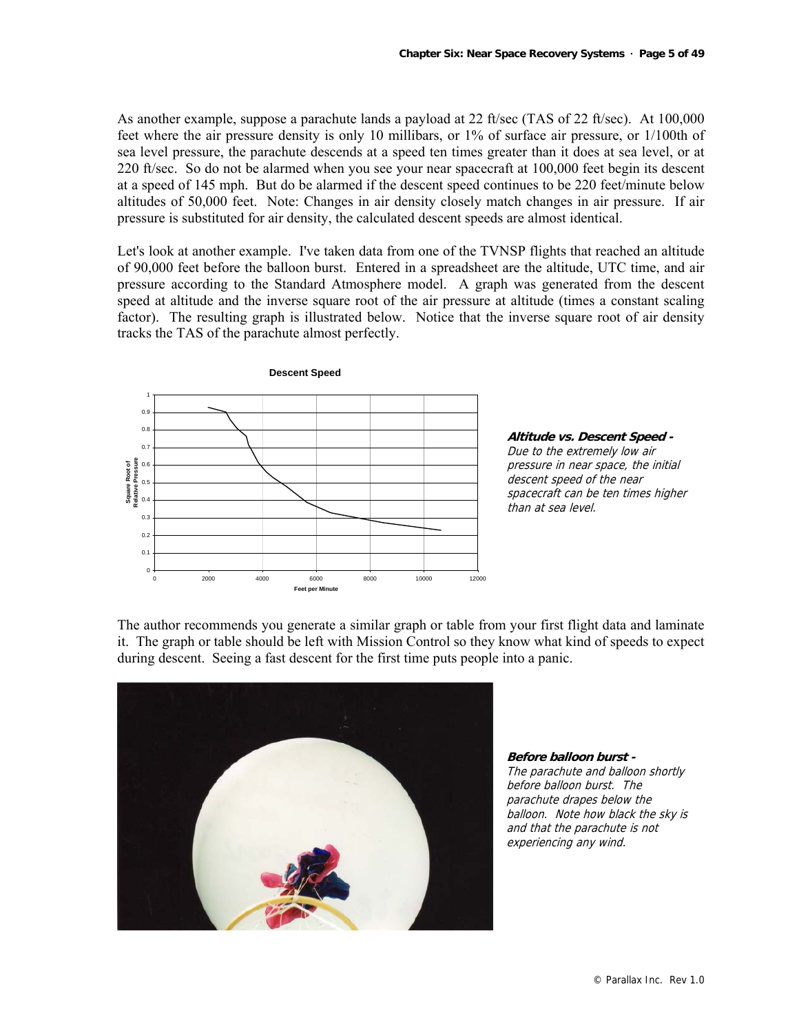As another example, suppose a parachute lands a payload at 22 ft/sec (TAS of 22 ft/sec). At 100,000 feet where the air pressure density is only 10 millibars, or 1% of surface air pressure, or 1/100th of sea level pressure, the parachute descends at a speed ten times greater than it does at sea level, or at 220 ft/sec. So do not be alarmed when you see your near spacecraft at 100,000 feet begin its descent at a speed of 145 mph. But do be alarmed if the descent speed continues to be 220 feet/minute below altitudes of 50,000 feet. Note: Changes in air density closely match changes in air pressure. If air pressure is substituted for air density, the calculated descent speeds are almost identical.

Let's look at another example. I've taken data from one of the TVNSP flights that reached an altitude of 90,000 feet before the balloon burst. Entered in a spreadsheet are the altitude, UTC time, and air pressure according to the Standard Atmosphere model. A graph was generated from the descent speed at altitude and the inverse square root of the air pressure at altitude (times a constant scaling factor). The resulting graph is illustrated below. Notice that the inverse square root of air density tracks the TAS of the parachute almost perfectly.

**Altitude vs. Descent Speed -**
*Due to the extremely low air pressure in near space, the initial descent speed of the near spacecraft can be ten times higher than at sea level.*

The author recommends you generate a similar graph or table from your first flight data and laminate it. The graph or table should be left with Mission Control so they know what kind of speeds to expect during descent. Seeing a fast descent for the first time puts people into a panic.

**Before balloon burst -**
*The parachute and balloon shortly before balloon burst. The parachute drapes below the balloon. Note how black the sky is and that the parachute is not experiencing any wind.*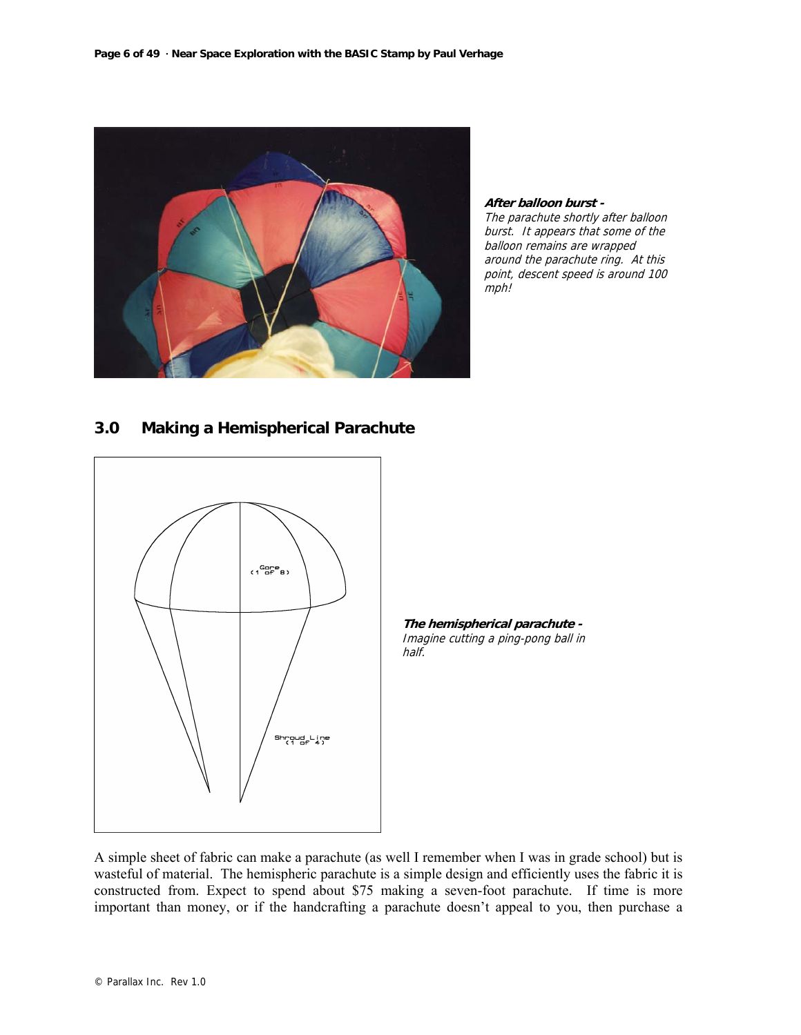**After balloon burst -**
*The parachute shortly after balloon burst. It appears that some of the balloon remains are wrapped around the parachute ring. At this point, descent speed is around 100 mph!*

## 3.0 Making a Hemispherical Parachute

**The hemispherical parachute -**
*Imagine cutting a ping-pong ball in half.*

A simple sheet of fabric can make a parachute (as well I remember when I was in grade school) but is wasteful of material. The hemispheric parachute is a simple design and efficiently uses the fabric it is constructed from. Expect to spend about $75 making a seven-foot parachute. If time is more important than money, or if the handcrafting a parachute doesn't appeal to you, then purchase a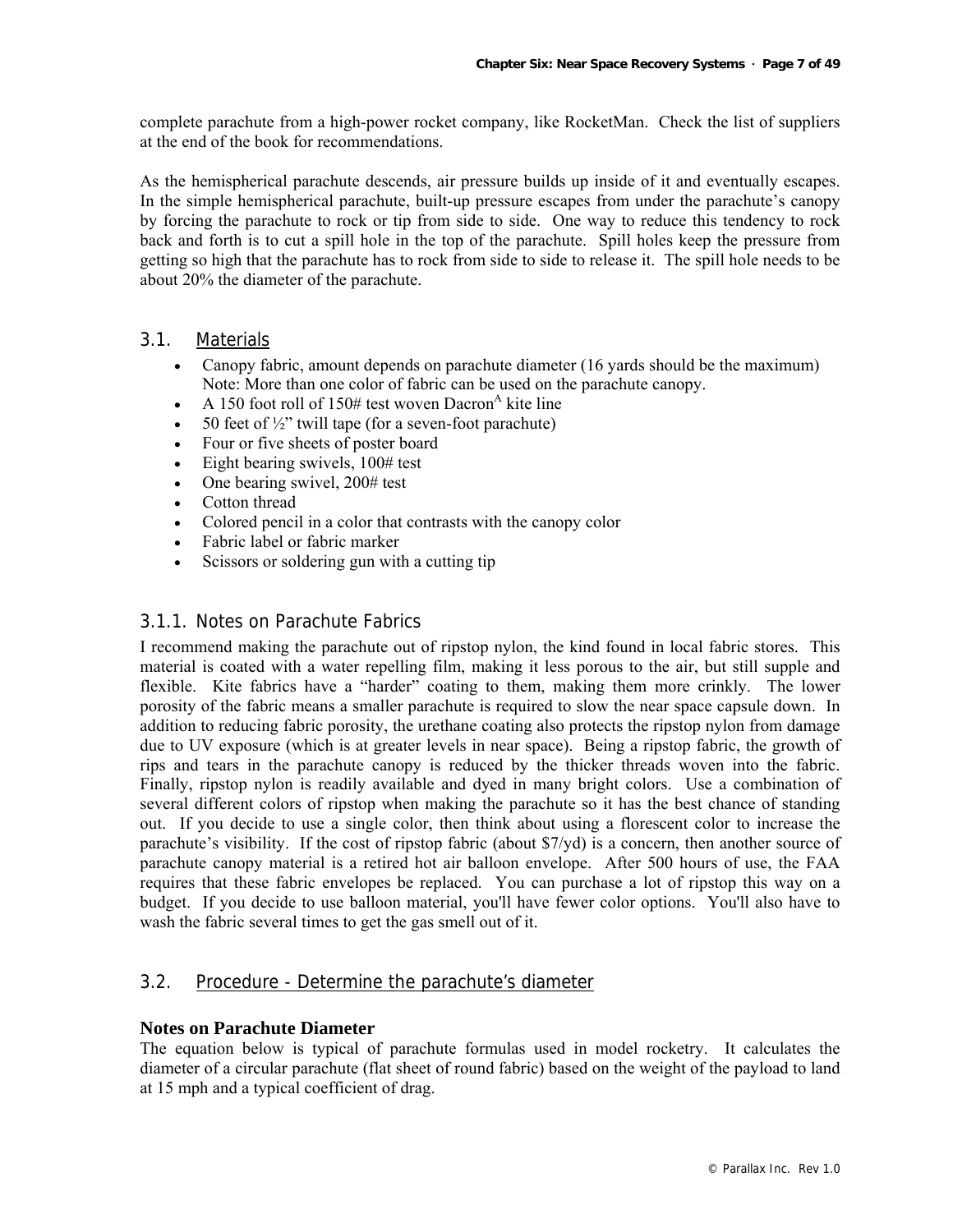complete parachute from a high-power rocket company, like RocketMan. Check the list of suppliers at the end of the book for recommendations.

As the hemispherical parachute descends, air pressure builds up inside of it and eventually escapes. In the simple hemispherical parachute, built-up pressure escapes from under the parachute's canopy by forcing the parachute to rock or tip from side to side. One way to reduce this tendency to rock back and forth is to cut a spill hole in the top of the parachute. Spill holes keep the pressure from getting so high that the parachute has to rock from side to side to release it. The spill hole needs to be about 20% the diameter of the parachute.

## 3.1. Materials

- Canopy fabric, amount depends on parachute diameter (16 yards should be the maximum) Note: More than one color of fabric can be used on the parachute canopy.
- A 150 foot roll of 150# test woven Dacron[A] kite line
- 50 feet of ½" twill tape (for a seven-foot parachute)
- Four or five sheets of poster board
- Eight bearing swivels, 100# test
- One bearing swivel, 200# test
- Cotton thread
- Colored pencil in a color that contrasts with the canopy color
- Fabric label or fabric marker
- Scissors or soldering gun with a cutting tip

### 3.1.1. Notes on Parachute Fabrics

I recommend making the parachute out of ripstop nylon, the kind found in local fabric stores. This material is coated with a water repelling film, making it less porous to the air, but still supple and flexible. Kite fabrics have a "harder" coating to them, making them more crinkly. The lower porosity of the fabric means a smaller parachute is required to slow the near space capsule down. In addition to reducing fabric porosity, the urethane coating also protects the ripstop nylon from damage due to UV exposure (which is at greater levels in near space). Being a ripstop fabric, the growth of rips and tears in the parachute canopy is reduced by the thicker threads woven into the fabric. Finally, ripstop nylon is readily available and dyed in many bright colors. Use a combination of several different colors of ripstop when making the parachute so it has the best chance of standing out. If you decide to use a single color, then think about using a florescent color to increase the parachute's visibility. If the cost of ripstop fabric (about $7/yd) is a concern, then another source of parachute canopy material is a retired hot air balloon envelope. After 500 hours of use, the FAA requires that these fabric envelopes be replaced. You can purchase a lot of ripstop this way on a budget. If you decide to use balloon material, you'll have fewer color options. You'll also have to wash the fabric several times to get the gas smell out of it.

## 3.2. Procedure - Determine the parachute's diameter

**Notes on Parachute Diameter**

The equation below is typical of parachute formulas used in model rocketry. It calculates the diameter of a circular parachute (flat sheet of round fabric) based on the weight of the payload to land at 15 mph and a typical coefficient of drag.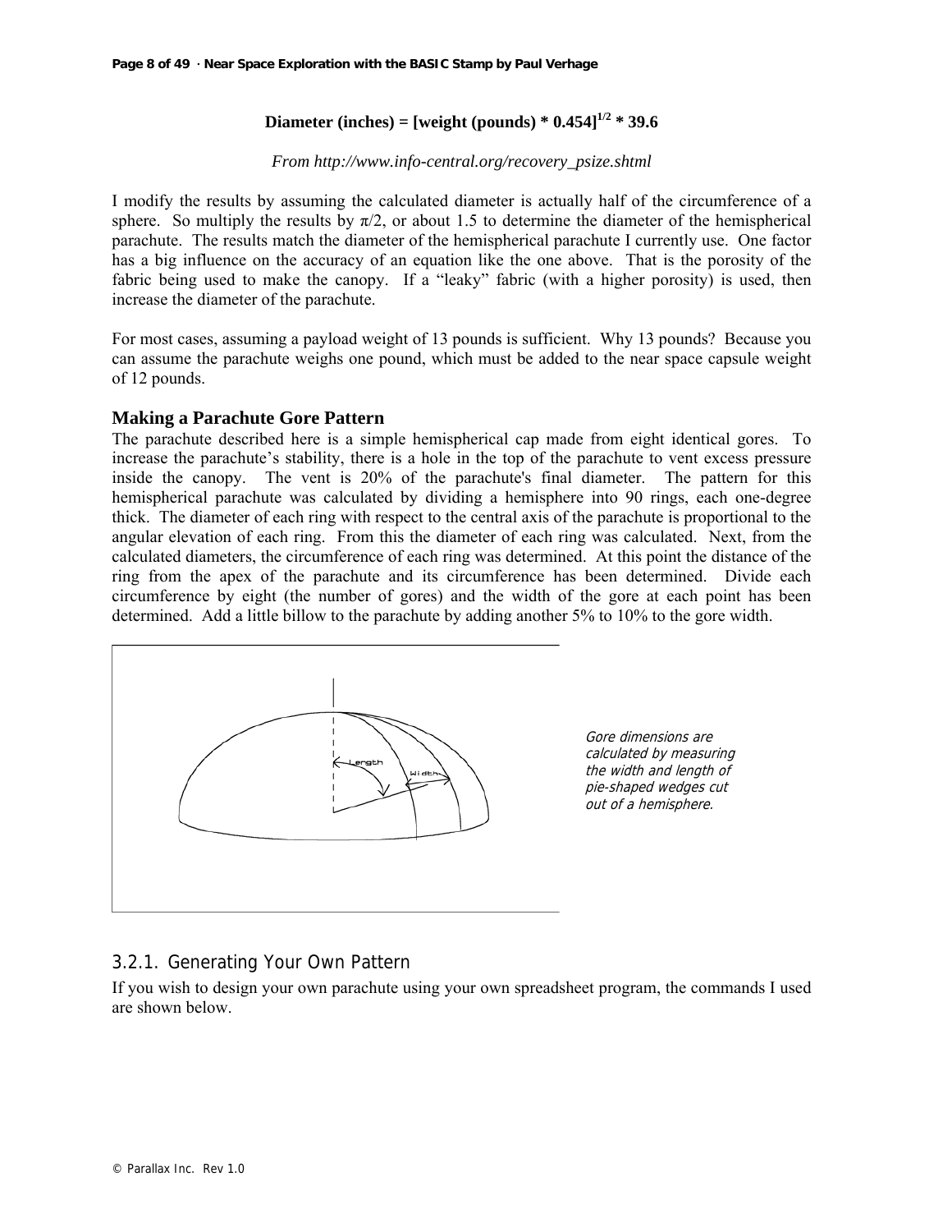$$\text{Diameter (inches)} = [\text{weight (pounds)} * 0.454]^{1/2} * 39.6$$

*From http://www.info-central.org/recovery_psize.shtml*

I modify the results by assuming the calculated diameter is actually half of the circumference of a sphere. So multiply the results by $\pi/2$, or about 1.5 to determine the diameter of the hemispherical parachute. The results match the diameter of the hemispherical parachute I currently use. One factor has a big influence on the accuracy of an equation like the one above. That is the porosity of the fabric being used to make the canopy. If a "leaky" fabric (with a higher porosity) is used, then increase the diameter of the parachute.

For most cases, assuming a payload weight of 13 pounds is sufficient. Why 13 pounds? Because you can assume the parachute weighs one pound, which must be added to the near space capsule weight of 12 pounds.

### Making a Parachute Gore Pattern

The parachute described here is a simple hemispherical cap made from eight identical gores. To increase the parachute's stability, there is a hole in the top of the parachute to vent excess pressure inside the canopy. The vent is 20% of the parachute's final diameter. The pattern for this hemispherical parachute was calculated by dividing a hemisphere into 90 rings, each one-degree thick. The diameter of each ring with respect to the central axis of the parachute is proportional to the angular elevation of each ring. From this the diameter of each ring was calculated. Next, from the calculated diameters, the circumference of each ring was determined. At this point the distance of the ring from the apex of the parachute and its circumference has been determined. Divide each circumference by eight (the number of gores) and the width of the gore at each point has been determined. Add a little billow to the parachute by adding another 5% to 10% to the gore width.

*Gore dimensions are calculated by measuring the width and length of pie-shaped wedges cut out of a hemisphere.*

## 3.2.1. Generating Your Own Pattern

If you wish to design your own parachute using your own spreadsheet program, the commands I used are shown below.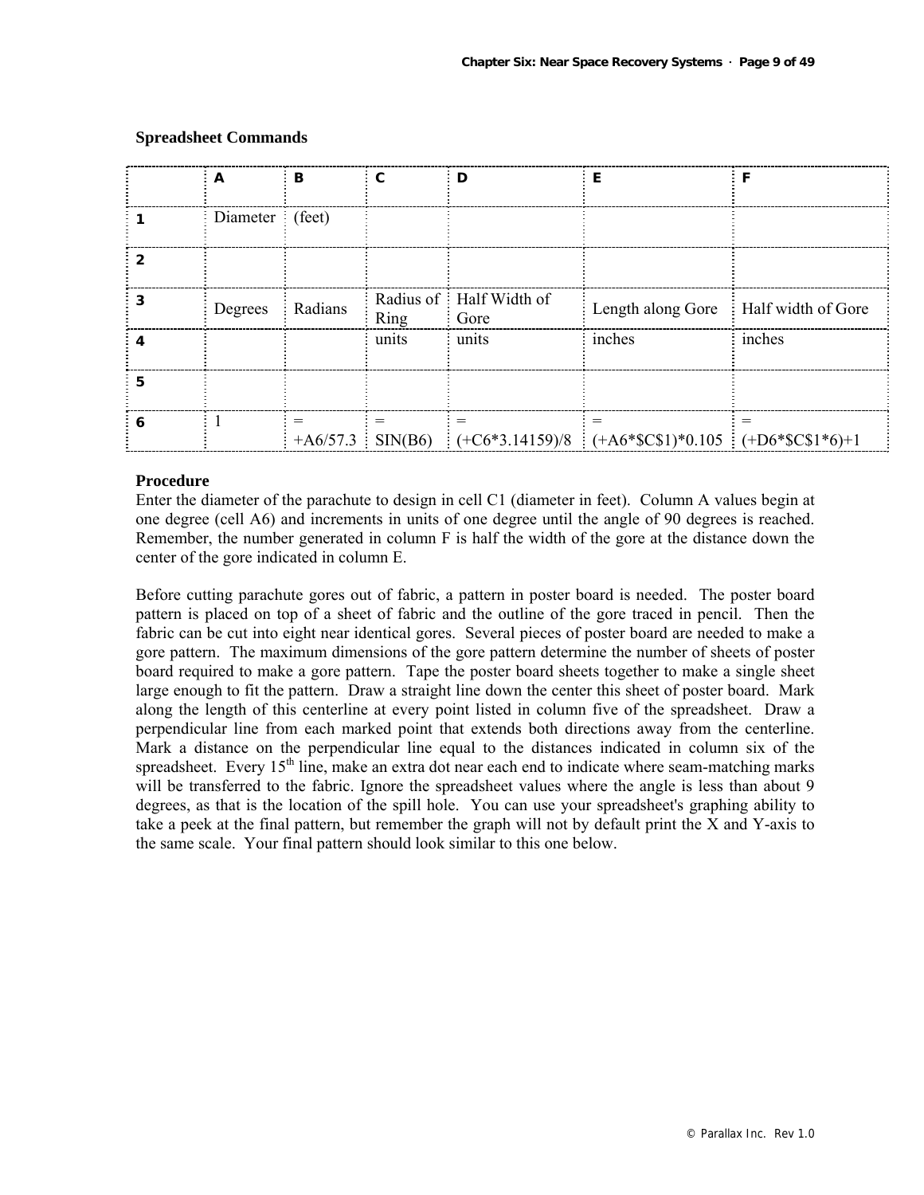**Spreadsheet Commands**

| | A | B | C | D | E | F |
|---|---|---|---|---|---|---|
| **1** | Diameter | (feet) | | | | |
| **2** | | | | | | |
| **3** | Degrees | Radians | Radius of Ring | Half Width of Gore | Length along Gore | Half width of Gore |
| **4** | | | units | units | inches | inches |
| **5** | | | | | | |
| **6** | 1 | = +A6/57.3 | = SIN(B6) | = (+C6*3.14159)/8 | = (+A6*$C$1)*0.105 | = (+D6*$C$1*6)+1 |

**Procedure**

Enter the diameter of the parachute to design in cell C1 (diameter in feet). Column A values begin at one degree (cell A6) and increments in units of one degree until the angle of 90 degrees is reached. Remember, the number generated in column F is half the width of the gore at the distance down the center of the gore indicated in column E.

Before cutting parachute gores out of fabric, a pattern in poster board is needed. The poster board pattern is placed on top of a sheet of fabric and the outline of the gore traced in pencil. Then the fabric can be cut into eight near identical gores. Several pieces of poster board are needed to make a gore pattern. The maximum dimensions of the gore pattern determine the number of sheets of poster board required to make a gore pattern. Tape the poster board sheets together to make a single sheet large enough to fit the pattern. Draw a straight line down the center this sheet of poster board. Mark along the length of this centerline at every point listed in column five of the spreadsheet. Draw a perpendicular line from each marked point that extends both directions away from the centerline. Mark a distance on the perpendicular line equal to the distances indicated in column six of the spreadsheet. Every 15th line, make an extra dot near each end to indicate where seam-matching marks will be transferred to the fabric. Ignore the spreadsheet values where the angle is less than about 9 degrees, as that is the location of the spill hole. You can use your spreadsheet's graphing ability to take a peek at the final pattern, but remember the graph will not by default print the X and Y-axis to the same scale. Your final pattern should look similar to this one below.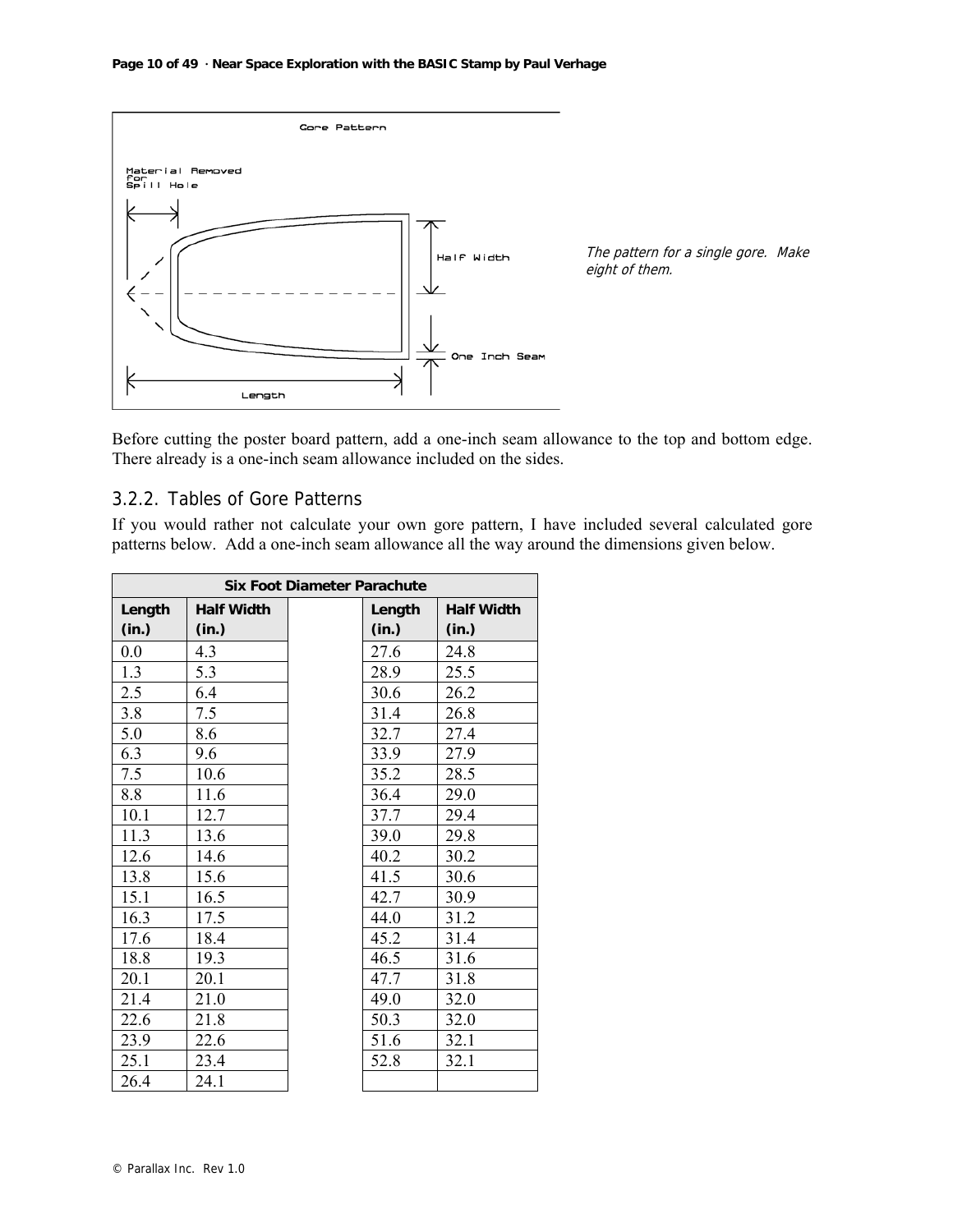Gore Pattern

Material Removed for Spill Hole

Half Width

One Inch Seam

Length

*The pattern for a single gore. Make eight of them.*

Before cutting the poster board pattern, add a one-inch seam allowance to the top and bottom edge. There already is a one-inch seam allowance included on the sides.

### 3.2.2. Tables of Gore Patterns

If you would rather not calculate your own gore pattern, I have included several calculated gore patterns below. Add a one-inch seam allowance all the way around the dimensions given below.

| **Six Foot Diameter Parachute** | | | | |
|---|---|---|---|---|
| **Length (in.)** | **Half Width (in.)** | | **Length (in.)** | **Half Width (in.)** |
| 0.0 | 4.3 | | 27.6 | 24.8 |
| 1.3 | 5.3 | | 28.9 | 25.5 |
| 2.5 | 6.4 | | 30.6 | 26.2 |
| 3.8 | 7.5 | | 31.4 | 26.8 |
| 5.0 | 8.6 | | 32.7 | 27.4 |
| 6.3 | 9.6 | | 33.9 | 27.9 |
| 7.5 | 10.6 | | 35.2 | 28.5 |
| 8.8 | 11.6 | | 36.4 | 29.0 |
| 10.1 | 12.7 | | 37.7 | 29.4 |
| 11.3 | 13.6 | | 39.0 | 29.8 |
| 12.6 | 14.6 | | 40.2 | 30.2 |
| 13.8 | 15.6 | | 41.5 | 30.6 |
| 15.1 | 16.5 | | 42.7 | 30.9 |
| 16.3 | 17.5 | | 44.0 | 31.2 |
| 17.6 | 18.4 | | 45.2 | 31.4 |
| 18.8 | 19.3 | | 46.5 | 31.6 |
| 20.1 | 20.1 | | 47.7 | 31.8 |
| 21.4 | 21.0 | | 49.0 | 32.0 |
| 22.6 | 21.8 | | 50.3 | 32.0 |
| 23.9 | 22.6 | | 51.6 | 32.1 |
| 25.1 | 23.4 | | 52.8 | 32.1 |
| 26.4 | 24.1 | | | |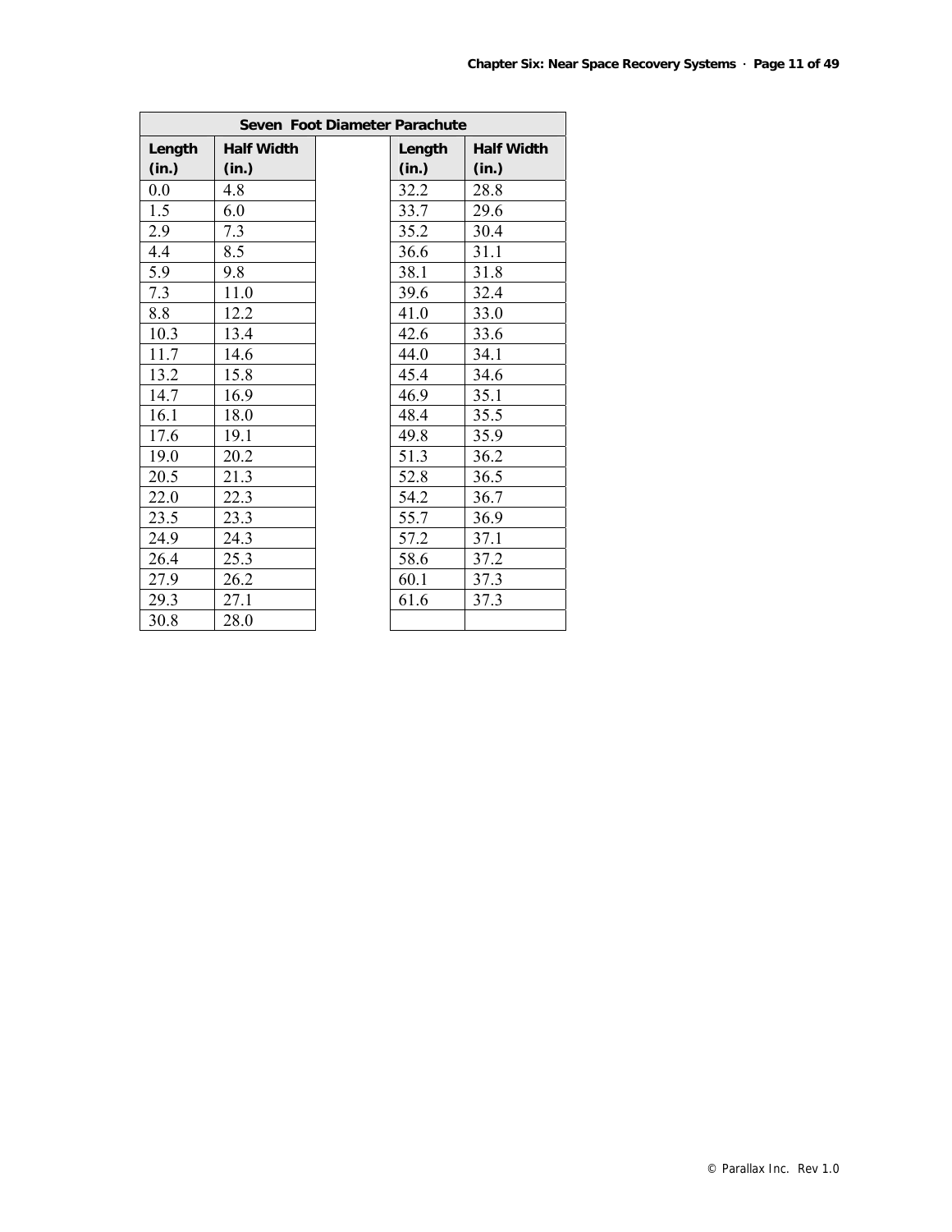| Seven Foot Diameter Parachute | | | | |
|---|---|---|---|---|
| **Length (in.)** | **Half Width (in.)** | | **Length (in.)** | **Half Width (in.)** |
| 0.0 | 4.8 | | 32.2 | 28.8 |
| 1.5 | 6.0 | | 33.7 | 29.6 |
| 2.9 | 7.3 | | 35.2 | 30.4 |
| 4.4 | 8.5 | | 36.6 | 31.1 |
| 5.9 | 9.8 | | 38.1 | 31.8 |
| 7.3 | 11.0 | | 39.6 | 32.4 |
| 8.8 | 12.2 | | 41.0 | 33.0 |
| 10.3 | 13.4 | | 42.6 | 33.6 |
| 11.7 | 14.6 | | 44.0 | 34.1 |
| 13.2 | 15.8 | | 45.4 | 34.6 |
| 14.7 | 16.9 | | 46.9 | 35.1 |
| 16.1 | 18.0 | | 48.4 | 35.5 |
| 17.6 | 19.1 | | 49.8 | 35.9 |
| 19.0 | 20.2 | | 51.3 | 36.2 |
| 20.5 | 21.3 | | 52.8 | 36.5 |
| 22.0 | 22.3 | | 54.2 | 36.7 |
| 23.5 | 23.3 | | 55.7 | 36.9 |
| 24.9 | 24.3 | | 57.2 | 37.1 |
| 26.4 | 25.3 | | 58.6 | 37.2 |
| 27.9 | 26.2 | | 60.1 | 37.3 |
| 29.3 | 27.1 | | 61.6 | 37.3 |
| 30.8 | 28.0 | | | |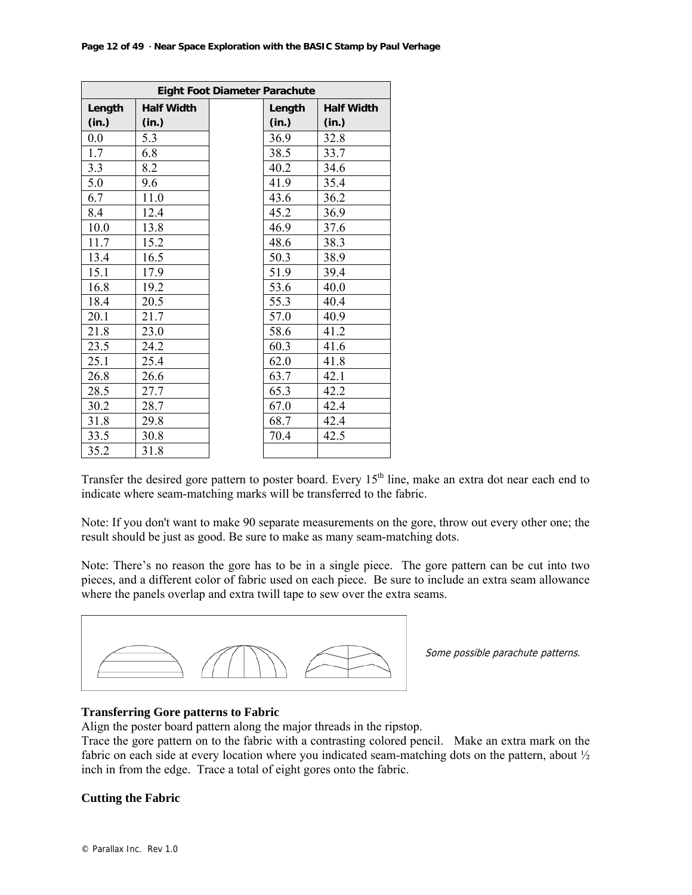| Eight Foot Diameter Parachute | | | | |
|---|---|---|---|---|
| Length (in.) | Half Width (in.) | | Length (in.) | Half Width (in.) |
| 0.0 | 5.3 | | 36.9 | 32.8 |
| 1.7 | 6.8 | | 38.5 | 33.7 |
| 3.3 | 8.2 | | 40.2 | 34.6 |
| 5.0 | 9.6 | | 41.9 | 35.4 |
| 6.7 | 11.0 | | 43.6 | 36.2 |
| 8.4 | 12.4 | | 45.2 | 36.9 |
| 10.0 | 13.8 | | 46.9 | 37.6 |
| 11.7 | 15.2 | | 48.6 | 38.3 |
| 13.4 | 16.5 | | 50.3 | 38.9 |
| 15.1 | 17.9 | | 51.9 | 39.4 |
| 16.8 | 19.2 | | 53.6 | 40.0 |
| 18.4 | 20.5 | | 55.3 | 40.4 |
| 20.1 | 21.7 | | 57.0 | 40.9 |
| 21.8 | 23.0 | | 58.6 | 41.2 |
| 23.5 | 24.2 | | 60.3 | 41.6 |
| 25.1 | 25.4 | | 62.0 | 41.8 |
| 26.8 | 26.6 | | 63.7 | 42.1 |
| 28.5 | 27.7 | | 65.3 | 42.2 |
| 30.2 | 28.7 | | 67.0 | 42.4 |
| 31.8 | 29.8 | | 68.7 | 42.4 |
| 33.5 | 30.8 | | 70.4 | 42.5 |
| 35.2 | 31.8 | | | |

Transfer the desired gore pattern to poster board. Every 15th line, make an extra dot near each end to indicate where seam-matching marks will be transferred to the fabric.

Note: If you don't want to make 90 separate measurements on the gore, throw out every other one; the result should be just as good. Be sure to make as many seam-matching dots.

Note: There's no reason the gore has to be in a single piece. The gore pattern can be cut into two pieces, and a different color of fabric used on each piece. Be sure to include an extra seam allowance where the panels overlap and extra twill tape to sew over the extra seams.

*Some possible parachute patterns.*

**Transferring Gore patterns to Fabric**

Align the poster board pattern along the major threads in the ripstop.

Trace the gore pattern on to the fabric with a contrasting colored pencil. Make an extra mark on the fabric on each side at every location where you indicated seam-matching dots on the pattern, about ½ inch in from the edge. Trace a total of eight gores onto the fabric.

**Cutting the Fabric**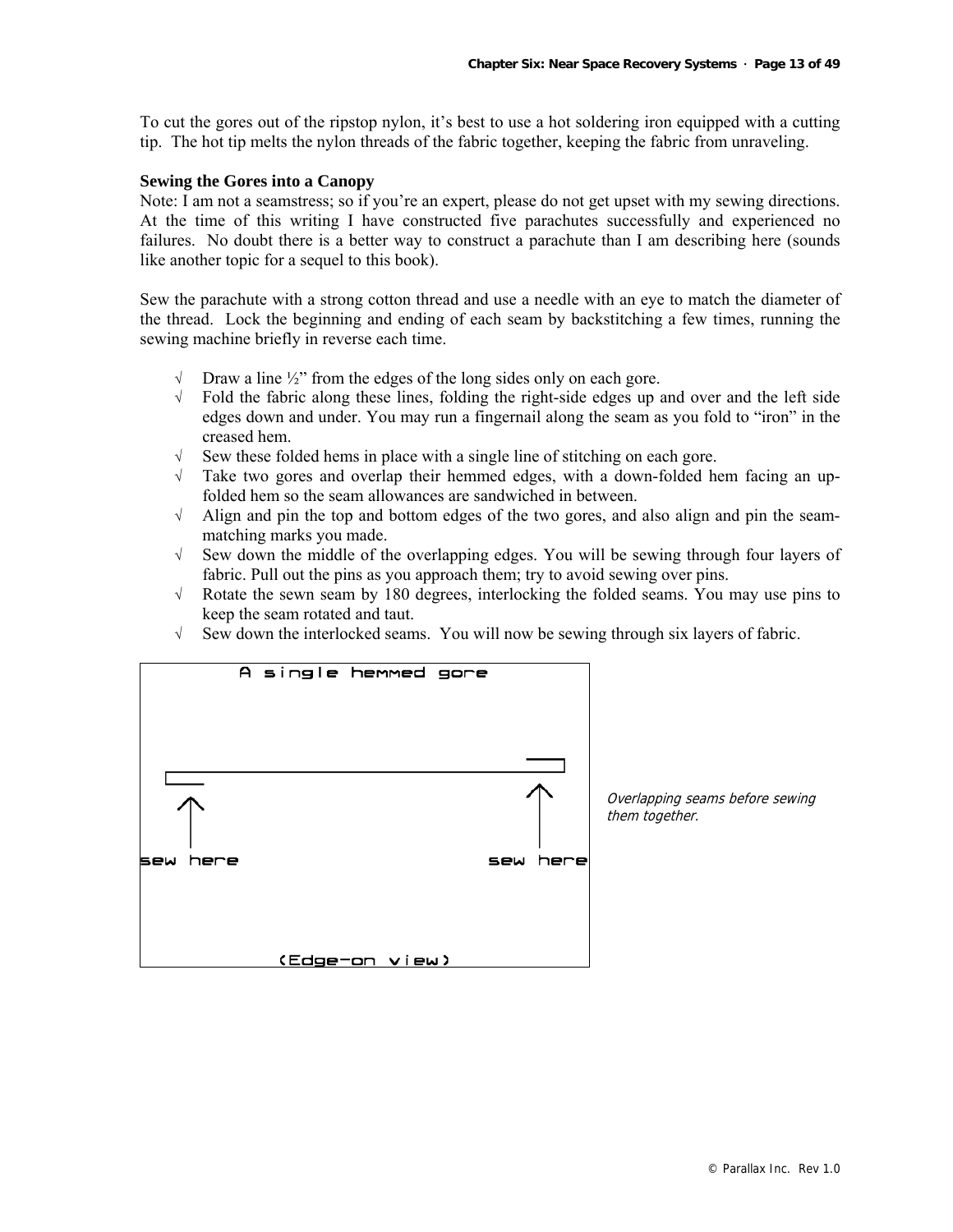To cut the gores out of the ripstop nylon, it's best to use a hot soldering iron equipped with a cutting tip. The hot tip melts the nylon threads of the fabric together, keeping the fabric from unraveling.

### Sewing the Gores into a Canopy

Note: I am not a seamstress; so if you're an expert, please do not get upset with my sewing directions. At the time of this writing I have constructed five parachutes successfully and experienced no failures. No doubt there is a better way to construct a parachute than I am describing here (sounds like another topic for a sequel to this book).

Sew the parachute with a strong cotton thread and use a needle with an eye to match the diameter of the thread. Lock the beginning and ending of each seam by backstitching a few times, running the sewing machine briefly in reverse each time.

- √ Draw a line ½" from the edges of the long sides only on each gore.
- √ Fold the fabric along these lines, folding the right-side edges up and over and the left side edges down and under. You may run a fingernail along the seam as you fold to "iron" in the creased hem.
- √ Sew these folded hems in place with a single line of stitching on each gore.
- √ Take two gores and overlap their hemmed edges, with a down-folded hem facing an up-folded hem so the seam allowances are sandwiched in between.
- √ Align and pin the top and bottom edges of the two gores, and also align and pin the seam-matching marks you made.
- √ Sew down the middle of the overlapping edges. You will be sewing through four layers of fabric. Pull out the pins as you approach them; try to avoid sewing over pins.
- √ Rotate the sewn seam by 180 degrees, interlocking the folded seams. You may use pins to keep the seam rotated and taut.
- √ Sew down the interlocked seams. You will now be sewing through six layers of fabric.

A single hemmed gore

sew here | sew here

(Edge-on view)

*Overlapping seams before sewing them together.*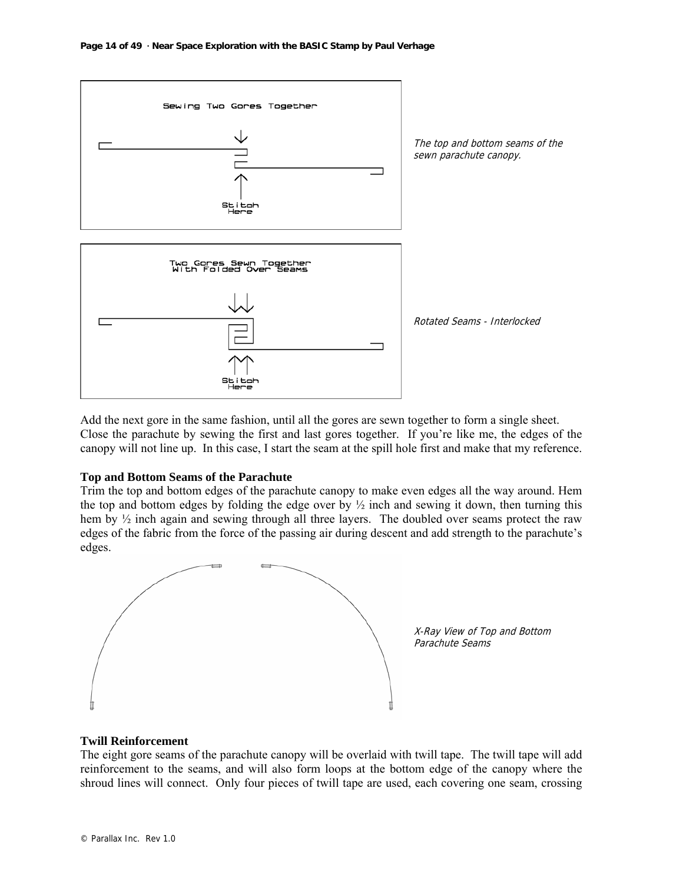Sewing Two Gores Together

Stitch Here

*The top and bottom seams of the sewn parachute canopy.*

Two Gores Sewn Together With Folded Over Seams

Stitch Here

*Rotated Seams - Interlocked*

Add the next gore in the same fashion, until all the gores are sewn together to form a single sheet. Close the parachute by sewing the first and last gores together. If you're like me, the edges of the canopy will not line up. In this case, I start the seam at the spill hole first and make that my reference.

### Top and Bottom Seams of the Parachute

Trim the top and bottom edges of the parachute canopy to make even edges all the way around. Hem the top and bottom edges by folding the edge over by ½ inch and sewing it down, then turning this hem by ½ inch again and sewing through all three layers. The doubled over seams protect the raw edges of the fabric from the force of the passing air during descent and add strength to the parachute's edges.

*X-Ray View of Top and Bottom Parachute Seams*

### Twill Reinforcement

The eight gore seams of the parachute canopy will be overlaid with twill tape. The twill tape will add reinforcement to the seams, and will also form loops at the bottom edge of the canopy where the shroud lines will connect. Only four pieces of twill tape are used, each covering one seam, crossing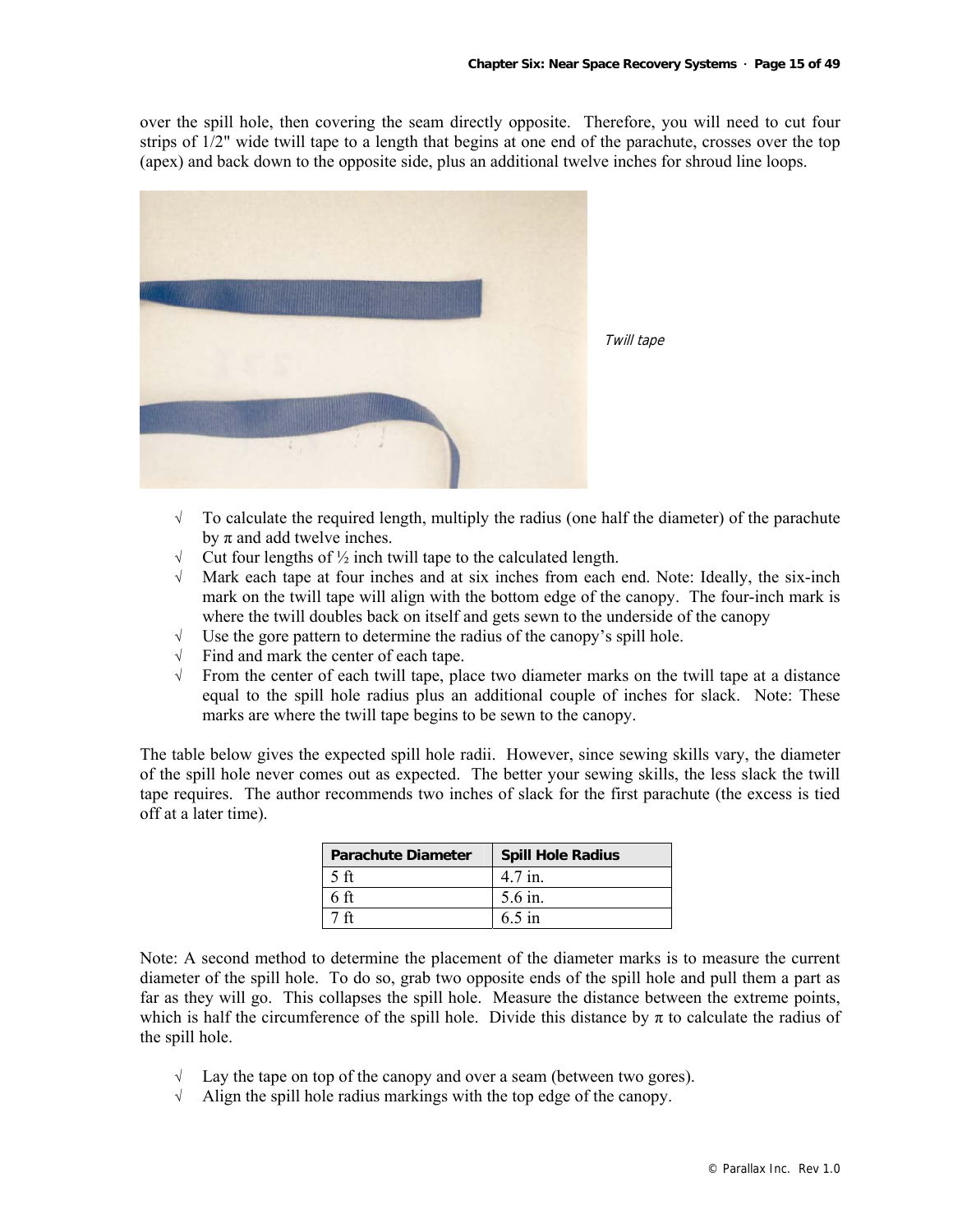over the spill hole, then covering the seam directly opposite. Therefore, you will need to cut four strips of 1/2" wide twill tape to a length that begins at one end of the parachute, crosses over the top (apex) and back down to the opposite side, plus an additional twelve inches for shroud line loops.

*Twill tape*

- √ To calculate the required length, multiply the radius (one half the diameter) of the parachute by π and add twelve inches.
- √ Cut four lengths of ½ inch twill tape to the calculated length.
- √ Mark each tape at four inches and at six inches from each end. Note: Ideally, the six-inch mark on the twill tape will align with the bottom edge of the canopy. The four-inch mark is where the twill doubles back on itself and gets sewn to the underside of the canopy
- √ Use the gore pattern to determine the radius of the canopy's spill hole.
- √ Find and mark the center of each tape.
- √ From the center of each twill tape, place two diameter marks on the twill tape at a distance equal to the spill hole radius plus an additional couple of inches for slack. Note: These marks are where the twill tape begins to be sewn to the canopy.

The table below gives the expected spill hole radii. However, since sewing skills vary, the diameter of the spill hole never comes out as expected. The better your sewing skills, the less slack the twill tape requires. The author recommends two inches of slack for the first parachute (the excess is tied off at a later time).

| Parachute Diameter | Spill Hole Radius |
|---|---|
| 5 ft | 4.7 in. |
| 6 ft | 5.6 in. |
| 7 ft | 6.5 in |

Note: A second method to determine the placement of the diameter marks is to measure the current diameter of the spill hole. To do so, grab two opposite ends of the spill hole and pull them a part as far as they will go. This collapses the spill hole. Measure the distance between the extreme points, which is half the circumference of the spill hole. Divide this distance by π to calculate the radius of the spill hole.

- √ Lay the tape on top of the canopy and over a seam (between two gores).
- √ Align the spill hole radius markings with the top edge of the canopy.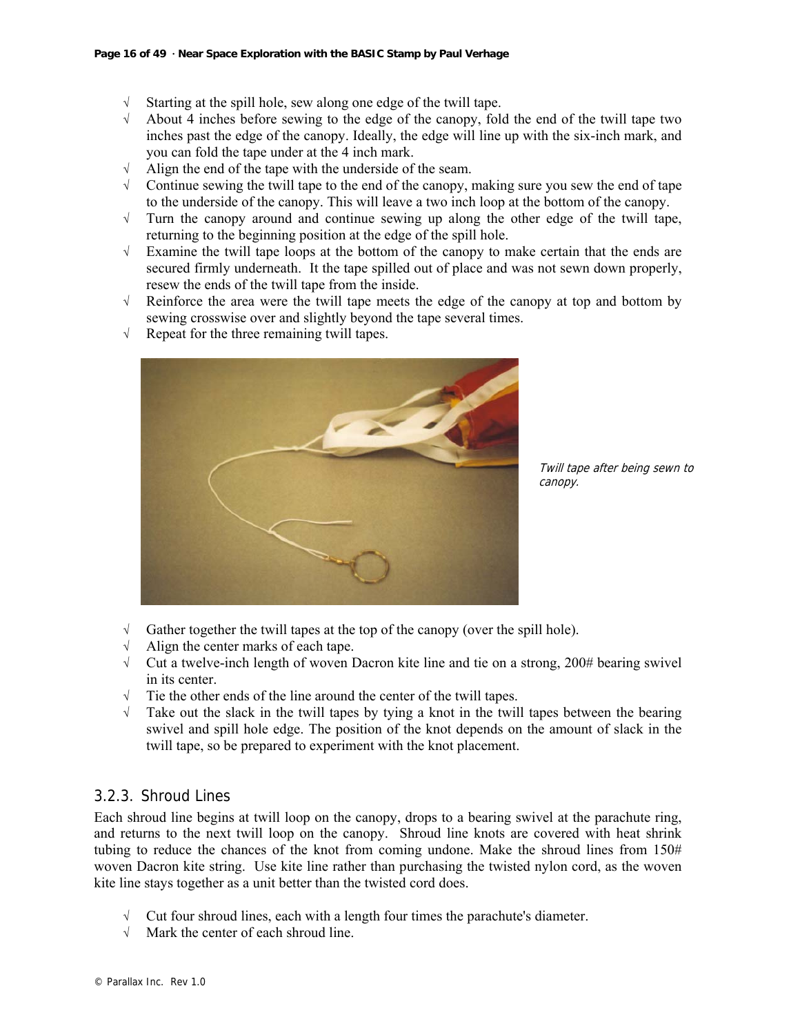- √ Starting at the spill hole, sew along one edge of the twill tape.
- √ About 4 inches before sewing to the edge of the canopy, fold the end of the twill tape two inches past the edge of the canopy. Ideally, the edge will line up with the six-inch mark, and you can fold the tape under at the 4 inch mark.
- √ Align the end of the tape with the underside of the seam.
- √ Continue sewing the twill tape to the end of the canopy, making sure you sew the end of tape to the underside of the canopy. This will leave a two inch loop at the bottom of the canopy.
- √ Turn the canopy around and continue sewing up along the other edge of the twill tape, returning to the beginning position at the edge of the spill hole.
- √ Examine the twill tape loops at the bottom of the canopy to make certain that the ends are secured firmly underneath. It the tape spilled out of place and was not sewn down properly, resew the ends of the twill tape from the inside.
- √ Reinforce the area were the twill tape meets the edge of the canopy at top and bottom by sewing crosswise over and slightly beyond the tape several times.
- √ Repeat for the three remaining twill tapes.

*Twill tape after being sewn to canopy.*

- √ Gather together the twill tapes at the top of the canopy (over the spill hole).
- √ Align the center marks of each tape.
- √ Cut a twelve-inch length of woven Dacron kite line and tie on a strong, 200# bearing swivel in its center.
- √ Tie the other ends of the line around the center of the twill tapes.
- √ Take out the slack in the twill tapes by tying a knot in the twill tapes between the bearing swivel and spill hole edge. The position of the knot depends on the amount of slack in the twill tape, so be prepared to experiment with the knot placement.

### 3.2.3. Shroud Lines

Each shroud line begins at twill loop on the canopy, drops to a bearing swivel at the parachute ring, and returns to the next twill loop on the canopy. Shroud line knots are covered with heat shrink tubing to reduce the chances of the knot from coming undone. Make the shroud lines from 150# woven Dacron kite string. Use kite line rather than purchasing the twisted nylon cord, as the woven kite line stays together as a unit better than the twisted cord does.

- √ Cut four shroud lines, each with a length four times the parachute's diameter.
- √ Mark the center of each shroud line.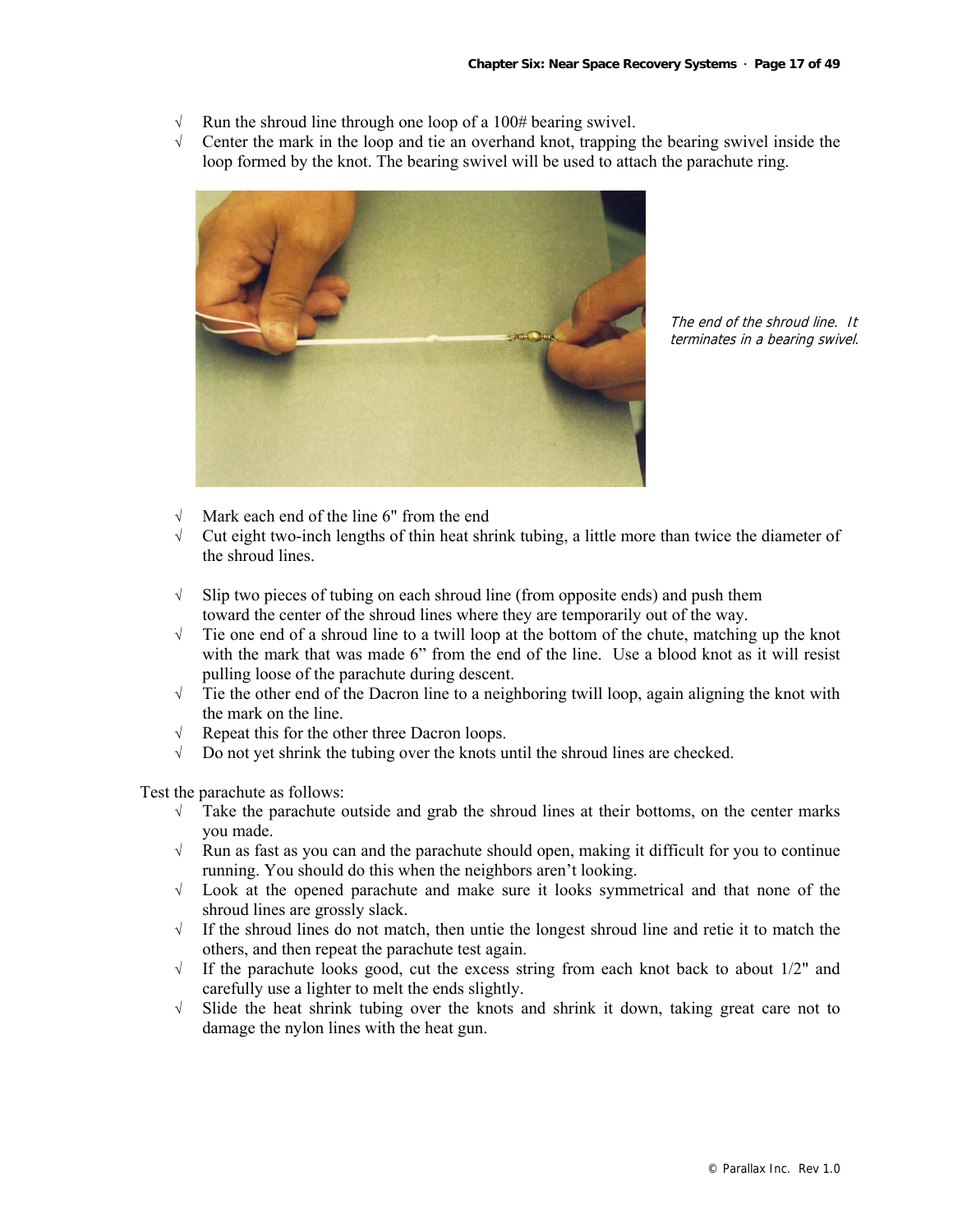- √ Run the shroud line through one loop of a 100# bearing swivel.
- √ Center the mark in the loop and tie an overhand knot, trapping the bearing swivel inside the loop formed by the knot. The bearing swivel will be used to attach the parachute ring.

*The end of the shroud line. It terminates in a bearing swivel.*

- √ Mark each end of the line 6" from the end
- √ Cut eight two-inch lengths of thin heat shrink tubing, a little more than twice the diameter of the shroud lines.
- √ Slip two pieces of tubing on each shroud line (from opposite ends) and push them toward the center of the shroud lines where they are temporarily out of the way.
- √ Tie one end of a shroud line to a twill loop at the bottom of the chute, matching up the knot with the mark that was made 6" from the end of the line. Use a blood knot as it will resist pulling loose of the parachute during descent.
- √ Tie the other end of the Dacron line to a neighboring twill loop, again aligning the knot with the mark on the line.
- √ Repeat this for the other three Dacron loops.
- √ Do not yet shrink the tubing over the knots until the shroud lines are checked.

Test the parachute as follows:

- √ Take the parachute outside and grab the shroud lines at their bottoms, on the center marks you made.
- √ Run as fast as you can and the parachute should open, making it difficult for you to continue running. You should do this when the neighbors aren't looking.
- √ Look at the opened parachute and make sure it looks symmetrical and that none of the shroud lines are grossly slack.
- √ If the shroud lines do not match, then untie the longest shroud line and retie it to match the others, and then repeat the parachute test again.
- √ If the parachute looks good, cut the excess string from each knot back to about 1/2" and carefully use a lighter to melt the ends slightly.
- √ Slide the heat shrink tubing over the knots and shrink it down, taking great care not to damage the nylon lines with the heat gun.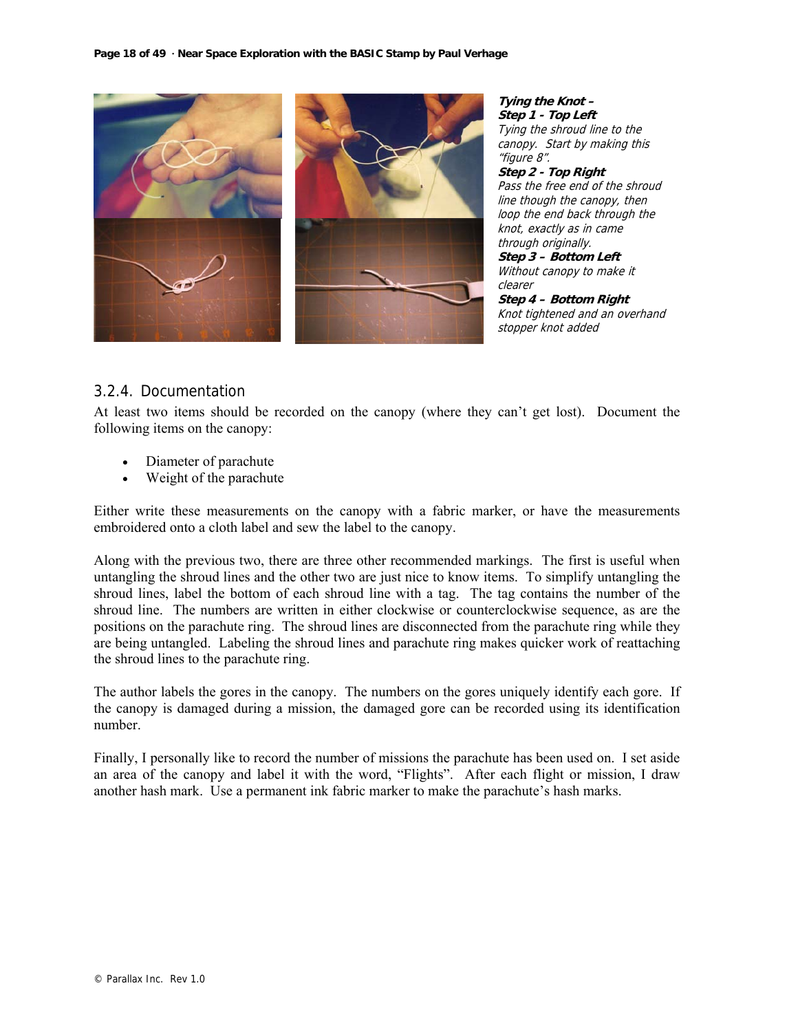***Tying the Knot –***
***Step 1 - Top Left***
*Tying the shroud line to the canopy. Start by making this "figure 8".*
***Step 2 - Top Right***
*Pass the free end of the shroud line though the canopy, then loop the end back through the knot, exactly as in came through originally.*
***Step 3 – Bottom Left***
*Without canopy to make it clearer*
***Step 4 – Bottom Right***
*Knot tightened and an overhand stopper knot added*

## 3.2.4. Documentation

At least two items should be recorded on the canopy (where they can't get lost). Document the following items on the canopy:

- Diameter of parachute
- Weight of the parachute

Either write these measurements on the canopy with a fabric marker, or have the measurements embroidered onto a cloth label and sew the label to the canopy.

Along with the previous two, there are three other recommended markings. The first is useful when untangling the shroud lines and the other two are just nice to know items. To simplify untangling the shroud lines, label the bottom of each shroud line with a tag. The tag contains the number of the shroud line. The numbers are written in either clockwise or counterclockwise sequence, as are the positions on the parachute ring. The shroud lines are disconnected from the parachute ring while they are being untangled. Labeling the shroud lines and parachute ring makes quicker work of reattaching the shroud lines to the parachute ring.

The author labels the gores in the canopy. The numbers on the gores uniquely identify each gore. If the canopy is damaged during a mission, the damaged gore can be recorded using its identification number.

Finally, I personally like to record the number of missions the parachute has been used on. I set aside an area of the canopy and label it with the word, "Flights". After each flight or mission, I draw another hash mark. Use a permanent ink fabric marker to make the parachute's hash marks.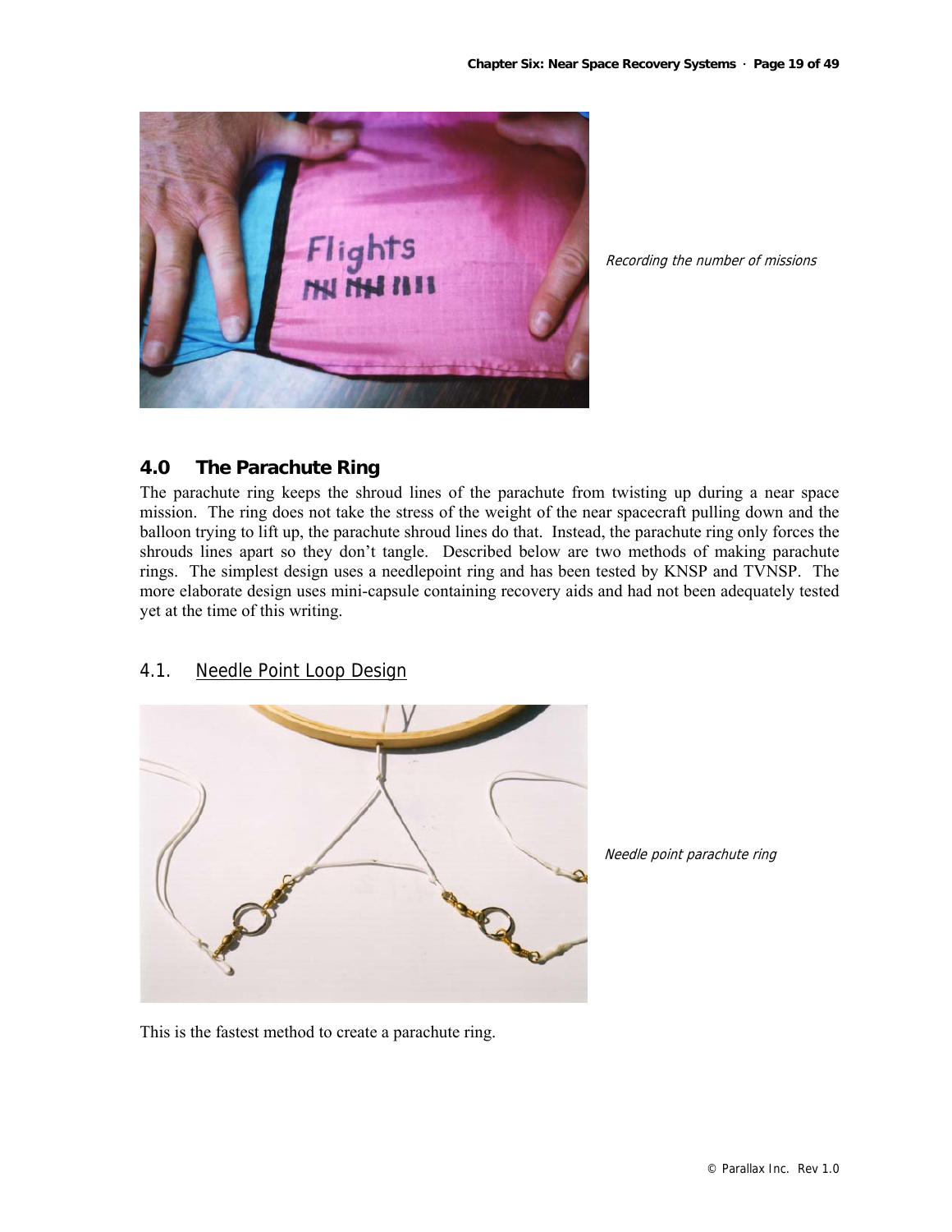Recording the number of missions

## 4.0 The Parachute Ring

The parachute ring keeps the shroud lines of the parachute from twisting up during a near space mission. The ring does not take the stress of the weight of the near spacecraft pulling down and the balloon trying to lift up, the parachute shroud lines do that. Instead, the parachute ring only forces the shrouds lines apart so they don't tangle. Described below are two methods of making parachute rings. The simplest design uses a needlepoint ring and has been tested by KNSP and TVNSP. The more elaborate design uses mini-capsule containing recovery aids and had not been adequately tested yet at the time of this writing.

### 4.1. Needle Point Loop Design

Needle point parachute ring

This is the fastest method to create a parachute ring.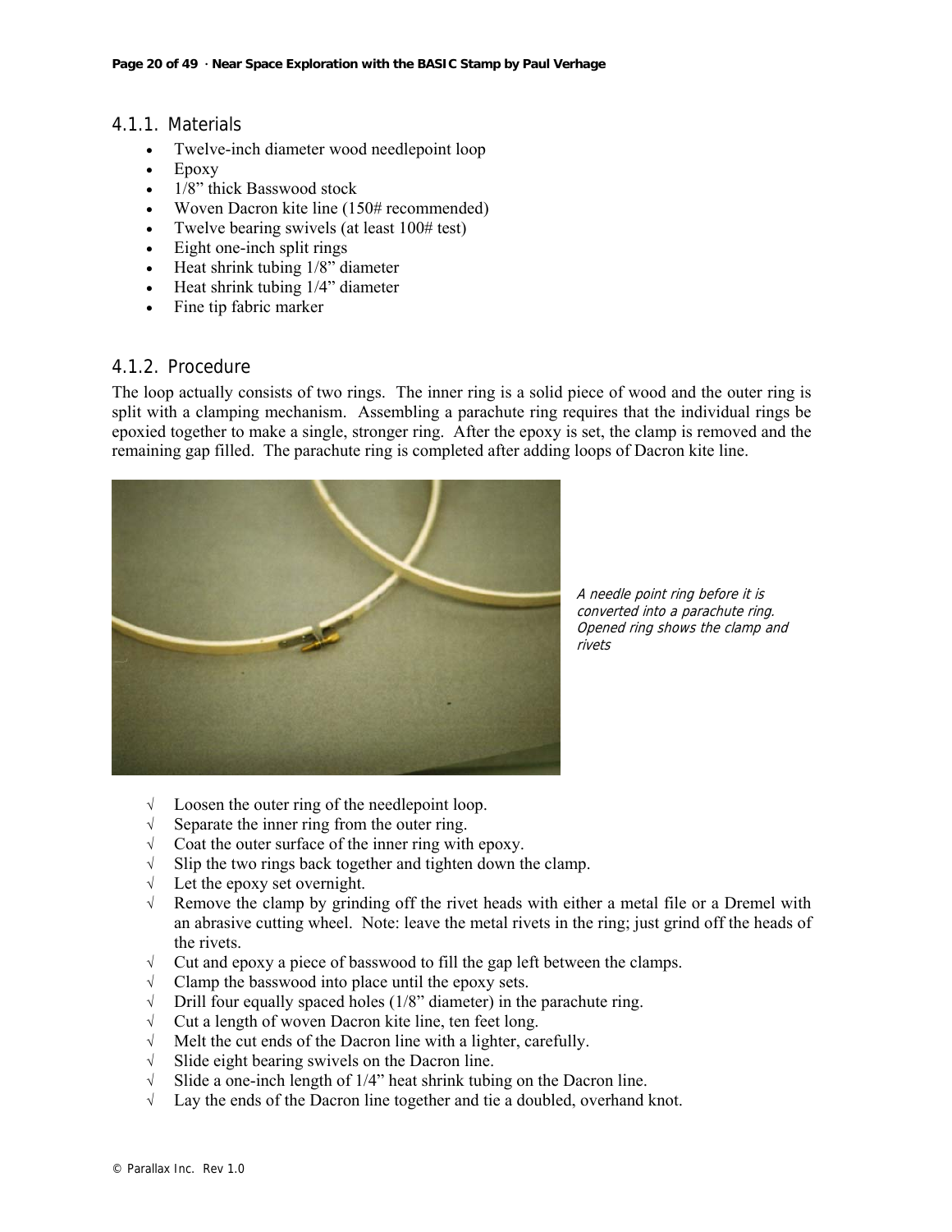### 4.1.1. Materials

- Twelve-inch diameter wood needlepoint loop
- Epoxy
- 1/8" thick Basswood stock
- Woven Dacron kite line (150# recommended)
- Twelve bearing swivels (at least 100# test)
- Eight one-inch split rings
- Heat shrink tubing 1/8" diameter
- Heat shrink tubing 1/4" diameter
- Fine tip fabric marker

### 4.1.2. Procedure

The loop actually consists of two rings. The inner ring is a solid piece of wood and the outer ring is split with a clamping mechanism. Assembling a parachute ring requires that the individual rings be epoxied together to make a single, stronger ring. After the epoxy is set, the clamp is removed and the remaining gap filled. The parachute ring is completed after adding loops of Dacron kite line.

*A needle point ring before it is converted into a parachute ring. Opened ring shows the clamp and rivets*

- √ Loosen the outer ring of the needlepoint loop.
- √ Separate the inner ring from the outer ring.
- √ Coat the outer surface of the inner ring with epoxy.
- √ Slip the two rings back together and tighten down the clamp.
- √ Let the epoxy set overnight.
- √ Remove the clamp by grinding off the rivet heads with either a metal file or a Dremel with an abrasive cutting wheel. Note: leave the metal rivets in the ring; just grind off the heads of the rivets.
- √ Cut and epoxy a piece of basswood to fill the gap left between the clamps.
- √ Clamp the basswood into place until the epoxy sets.
- √ Drill four equally spaced holes (1/8" diameter) in the parachute ring.
- √ Cut a length of woven Dacron kite line, ten feet long.
- √ Melt the cut ends of the Dacron line with a lighter, carefully.
- √ Slide eight bearing swivels on the Dacron line.
- √ Slide a one-inch length of 1/4" heat shrink tubing on the Dacron line.
- √ Lay the ends of the Dacron line together and tie a doubled, overhand knot.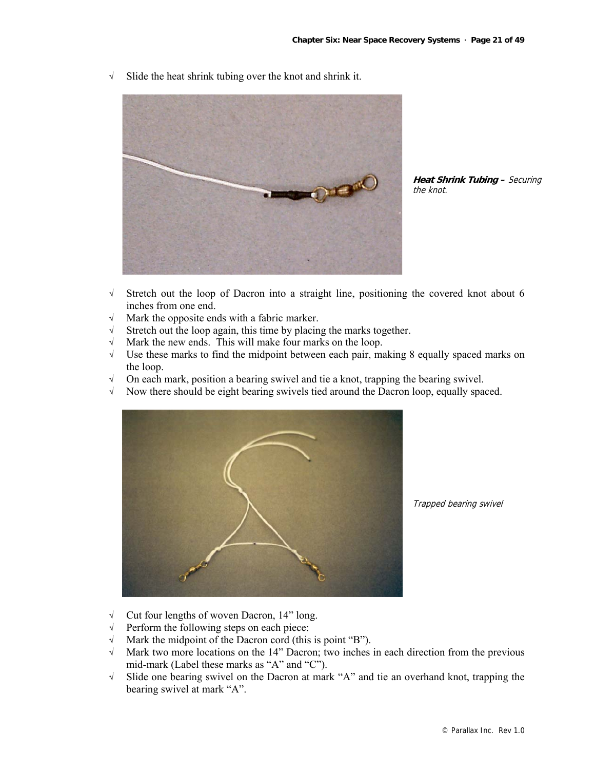- √ Slide the heat shrink tubing over the knot and shrink it.

***Heat Shrink Tubing –*** *Securing the knot.*

- √ Stretch out the loop of Dacron into a straight line, positioning the covered knot about 6 inches from one end.
- √ Mark the opposite ends with a fabric marker.
- √ Stretch out the loop again, this time by placing the marks together.
- √ Mark the new ends. This will make four marks on the loop.
- √ Use these marks to find the midpoint between each pair, making 8 equally spaced marks on the loop.
- √ On each mark, position a bearing swivel and tie a knot, trapping the bearing swivel.
- √ Now there should be eight bearing swivels tied around the Dacron loop, equally spaced.

*Trapped bearing swivel*

- √ Cut four lengths of woven Dacron, 14" long.
- √ Perform the following steps on each piece:
- √ Mark the midpoint of the Dacron cord (this is point "B").
- √ Mark two more locations on the 14" Dacron; two inches in each direction from the previous mid-mark (Label these marks as "A" and "C").
- √ Slide one bearing swivel on the Dacron at mark "A" and tie an overhand knot, trapping the bearing swivel at mark "A".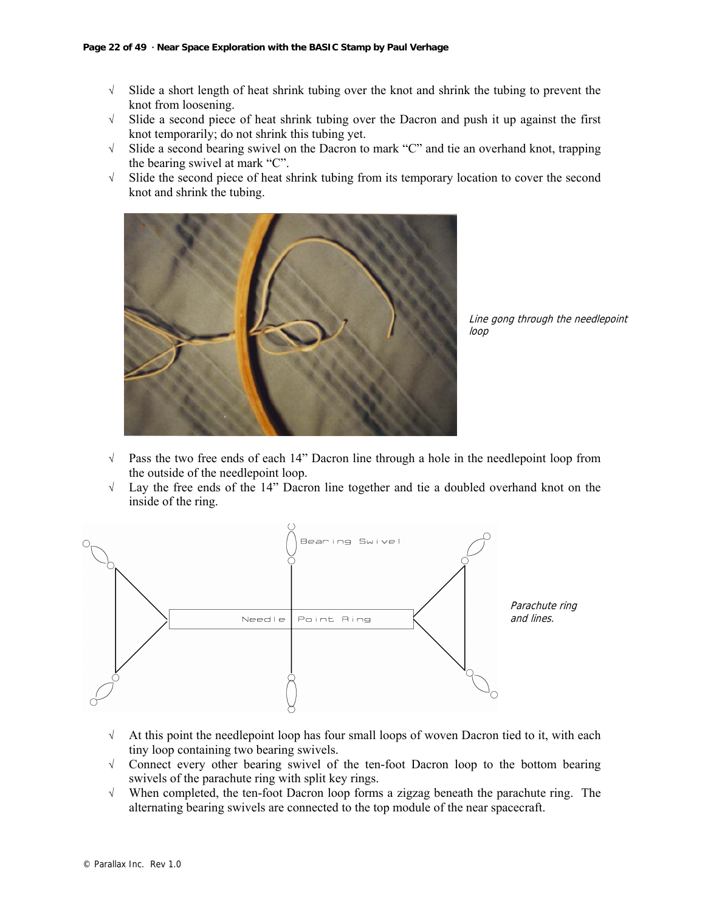- √ Slide a short length of heat shrink tubing over the knot and shrink the tubing to prevent the knot from loosening.
- √ Slide a second piece of heat shrink tubing over the Dacron and push it up against the first knot temporarily; do not shrink this tubing yet.
- √ Slide a second bearing swivel on the Dacron to mark "C" and tie an overhand knot, trapping the bearing swivel at mark "C".
- √ Slide the second piece of heat shrink tubing from its temporary location to cover the second knot and shrink the tubing.

*Line gong through the needlepoint loop*

- √ Pass the two free ends of each 14" Dacron line through a hole in the needlepoint loop from the outside of the needlepoint loop.
- √ Lay the free ends of the 14" Dacron line together and tie a doubled overhand knot on the inside of the ring.

*Parachute ring and lines.*

- √ At this point the needlepoint loop has four small loops of woven Dacron tied to it, with each tiny loop containing two bearing swivels.
- √ Connect every other bearing swivel of the ten-foot Dacron loop to the bottom bearing swivels of the parachute ring with split key rings.
- √ When completed, the ten-foot Dacron loop forms a zigzag beneath the parachute ring. The alternating bearing swivels are connected to the top module of the near spacecraft.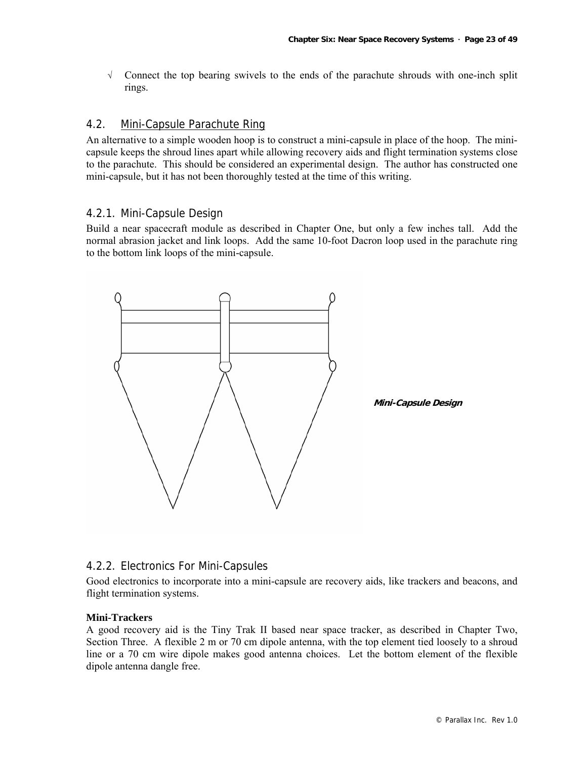√ Connect the top bearing swivels to the ends of the parachute shrouds with one-inch split rings.

## 4.2. Mini-Capsule Parachute Ring

An alternative to a simple wooden hoop is to construct a mini-capsule in place of the hoop. The mini-capsule keeps the shroud lines apart while allowing recovery aids and flight termination systems close to the parachute. This should be considered an experimental design. The author has constructed one mini-capsule, but it has not been thoroughly tested at the time of this writing.

### 4.2.1. Mini-Capsule Design

Build a near spacecraft module as described in Chapter One, but only a few inches tall. Add the normal abrasion jacket and link loops. Add the same 10-foot Dacron loop used in the parachute ring to the bottom link loops of the mini-capsule.

***Mini-Capsule Design***

### 4.2.2. Electronics For Mini-Capsules

Good electronics to incorporate into a mini-capsule are recovery aids, like trackers and beacons, and flight termination systems.

**Mini-Trackers**

A good recovery aid is the Tiny Trak II based near space tracker, as described in Chapter Two, Section Three. A flexible 2 m or 70 cm dipole antenna, with the top element tied loosely to a shroud line or a 70 cm wire dipole makes good antenna choices. Let the bottom element of the flexible dipole antenna dangle free.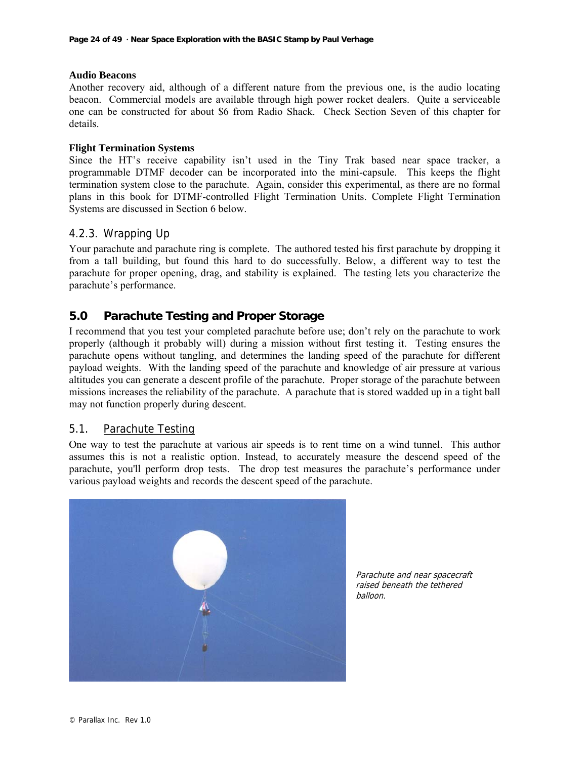**Audio Beacons**

Another recovery aid, although of a different nature from the previous one, is the audio locating beacon. Commercial models are available through high power rocket dealers. Quite a serviceable one can be constructed for about $6 from Radio Shack. Check Section Seven of this chapter for details.

**Flight Termination Systems**

Since the HT's receive capability isn't used in the Tiny Trak based near space tracker, a programmable DTMF decoder can be incorporated into the mini-capsule. This keeps the flight termination system close to the parachute. Again, consider this experimental, as there are no formal plans in this book for DTMF-controlled Flight Termination Units. Complete Flight Termination Systems are discussed in Section 6 below.

### 4.2.3. Wrapping Up

Your parachute and parachute ring is complete. The authored tested his first parachute by dropping it from a tall building, but found this hard to do successfully. Below, a different way to test the parachute for proper opening, drag, and stability is explained. The testing lets you characterize the parachute's performance.

## 5.0 Parachute Testing and Proper Storage

I recommend that you test your completed parachute before use; don't rely on the parachute to work properly (although it probably will) during a mission without first testing it. Testing ensures the parachute opens without tangling, and determines the landing speed of the parachute for different payload weights. With the landing speed of the parachute and knowledge of air pressure at various altitudes you can generate a descent profile of the parachute. Proper storage of the parachute between missions increases the reliability of the parachute. A parachute that is stored wadded up in a tight ball may not function properly during descent.

### 5.1. Parachute Testing

One way to test the parachute at various air speeds is to rent time on a wind tunnel. This author assumes this is not a realistic option. Instead, to accurately measure the descend speed of the parachute, you'll perform drop tests. The drop test measures the parachute's performance under various payload weights and records the descent speed of the parachute.

*Parachute and near spacecraft raised beneath the tethered balloon.*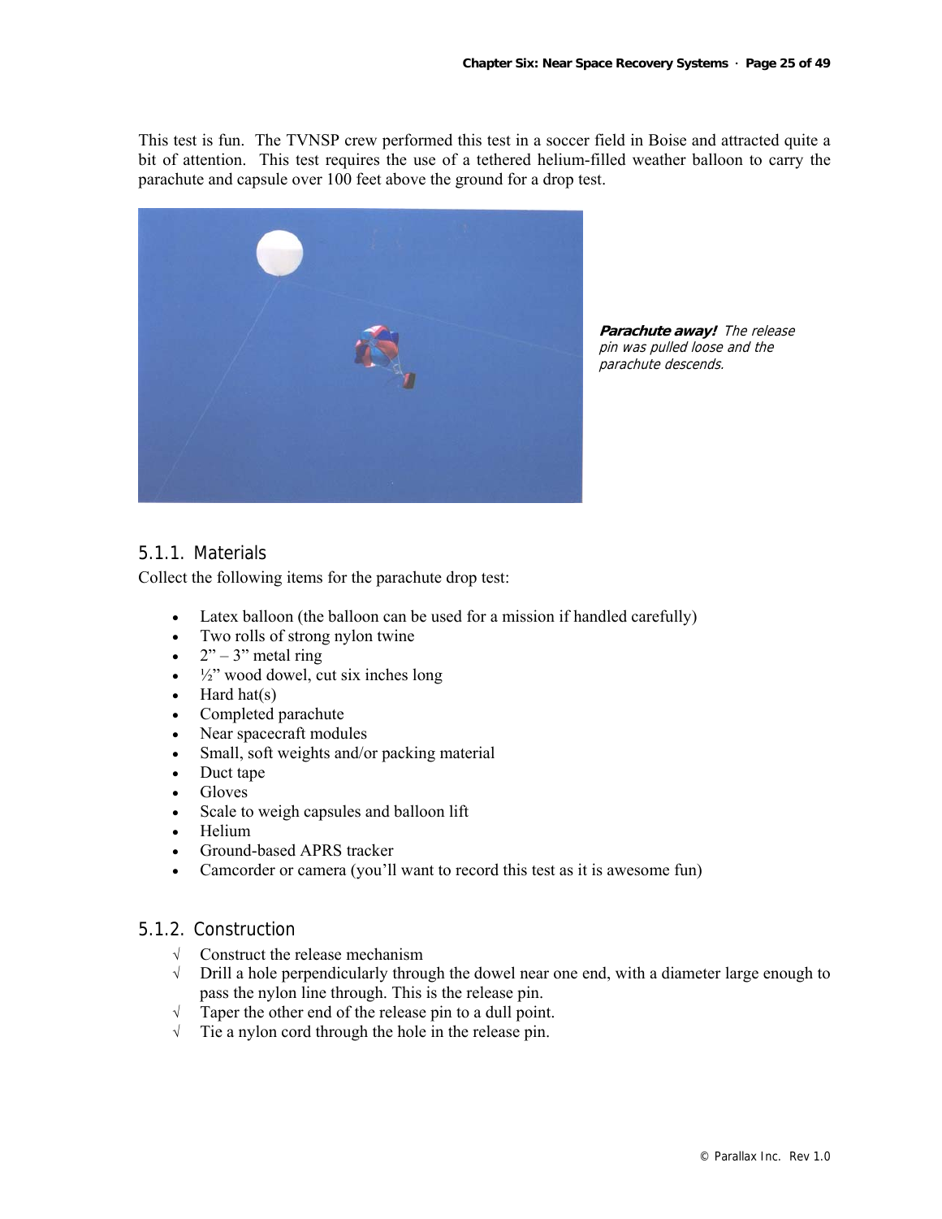This test is fun. The TVNSP crew performed this test in a soccer field in Boise and attracted quite a bit of attention. This test requires the use of a tethered helium-filled weather balloon to carry the parachute and capsule over 100 feet above the ground for a drop test.

***Parachute away!*** *The release pin was pulled loose and the parachute descends.*

### 5.1.1. Materials

Collect the following items for the parachute drop test:

- Latex balloon (the balloon can be used for a mission if handled carefully)
- Two rolls of strong nylon twine
- 2" – 3" metal ring
- ½" wood dowel, cut six inches long
- Hard hat(s)
- Completed parachute
- Near spacecraft modules
- Small, soft weights and/or packing material
- Duct tape
- Gloves
- Scale to weigh capsules and balloon lift
- Helium
- Ground-based APRS tracker
- Camcorder or camera (you'll want to record this test as it is awesome fun)

### 5.1.2. Construction

√ Construct the release mechanism

√ Drill a hole perpendicularly through the dowel near one end, with a diameter large enough to pass the nylon line through. This is the release pin.

√ Taper the other end of the release pin to a dull point.

√ Tie a nylon cord through the hole in the release pin.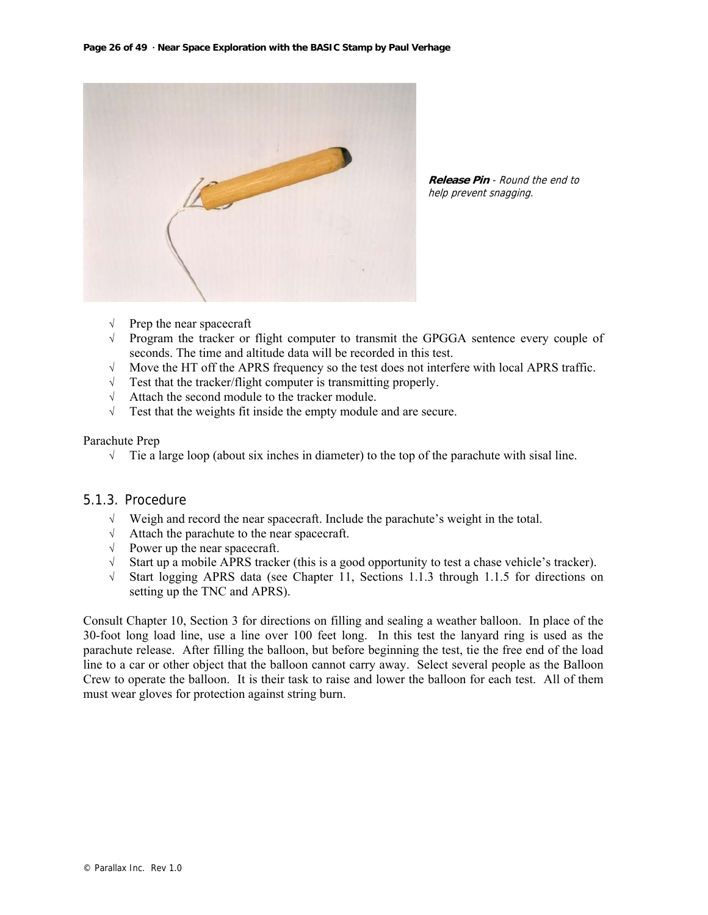***Release Pin*** *- Round the end to help prevent snagging.*

- √ Prep the near spacecraft
- √ Program the tracker or flight computer to transmit the GPGGA sentence every couple of seconds. The time and altitude data will be recorded in this test.
- √ Move the HT off the APRS frequency so the test does not interfere with local APRS traffic.
- √ Test that the tracker/flight computer is transmitting properly.
- √ Attach the second module to the tracker module.
- √ Test that the weights fit inside the empty module and are secure.

Parachute Prep

- √ Tie a large loop (about six inches in diameter) to the top of the parachute with sisal line.

### 5.1.3. Procedure

- √ Weigh and record the near spacecraft. Include the parachute's weight in the total.
- √ Attach the parachute to the near spacecraft.
- √ Power up the near spacecraft.
- √ Start up a mobile APRS tracker (this is a good opportunity to test a chase vehicle's tracker).
- √ Start logging APRS data (see Chapter 11, Sections 1.1.3 through 1.1.5 for directions on setting up the TNC and APRS).

Consult Chapter 10, Section 3 for directions on filling and sealing a weather balloon. In place of the 30-foot long load line, use a line over 100 feet long. In this test the lanyard ring is used as the parachute release. After filling the balloon, but before beginning the test, tie the free end of the load line to a car or other object that the balloon cannot carry away. Select several people as the Balloon Crew to operate the balloon. It is their task to raise and lower the balloon for each test. All of them must wear gloves for protection against string burn.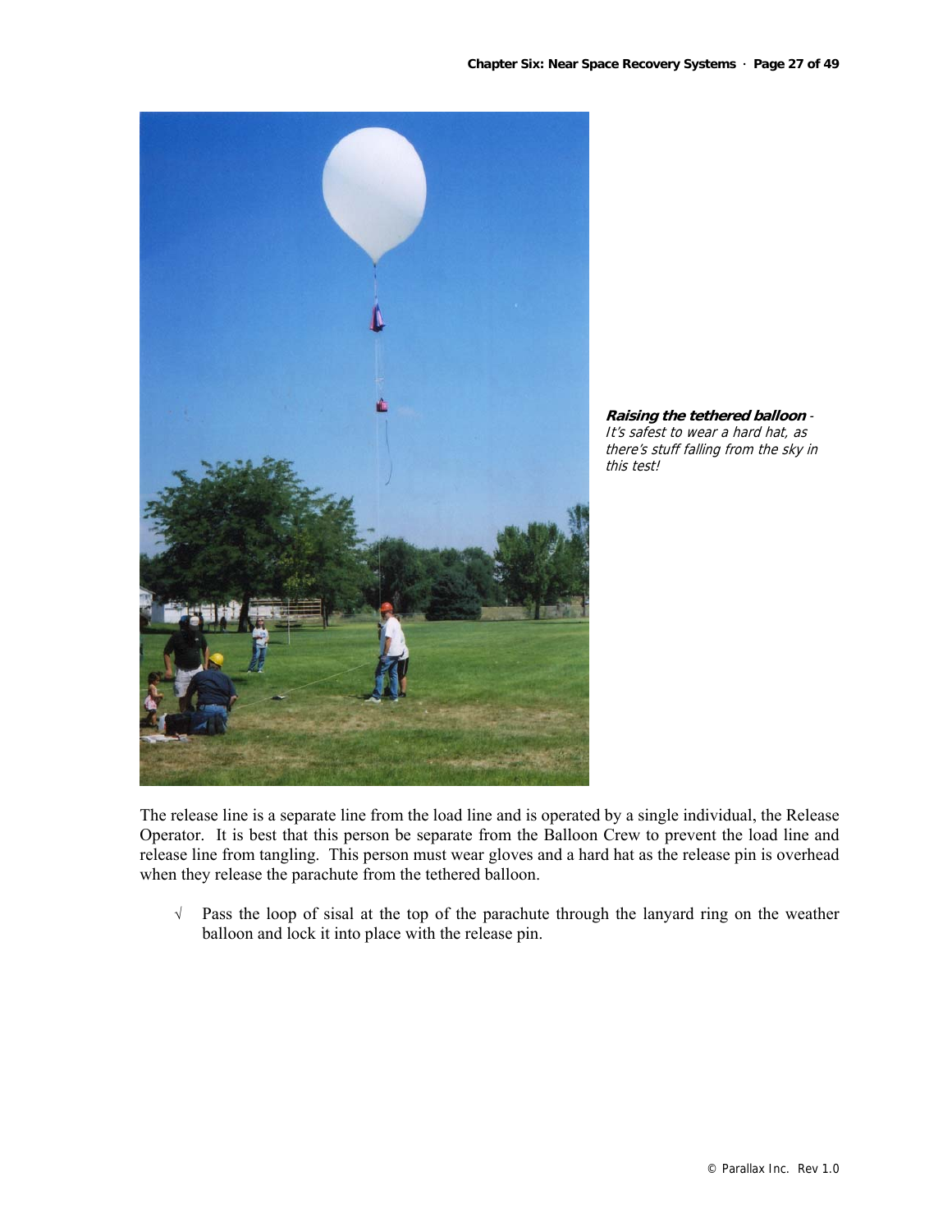***Raising the tethered balloon*** - *It's safest to wear a hard hat, as there's stuff falling from the sky in this test!*

The release line is a separate line from the load line and is operated by a single individual, the Release Operator. It is best that this person be separate from the Balloon Crew to prevent the load line and release line from tangling. This person must wear gloves and a hard hat as the release pin is overhead when they release the parachute from the tethered balloon.

√ Pass the loop of sisal at the top of the parachute through the lanyard ring on the weather balloon and lock it into place with the release pin.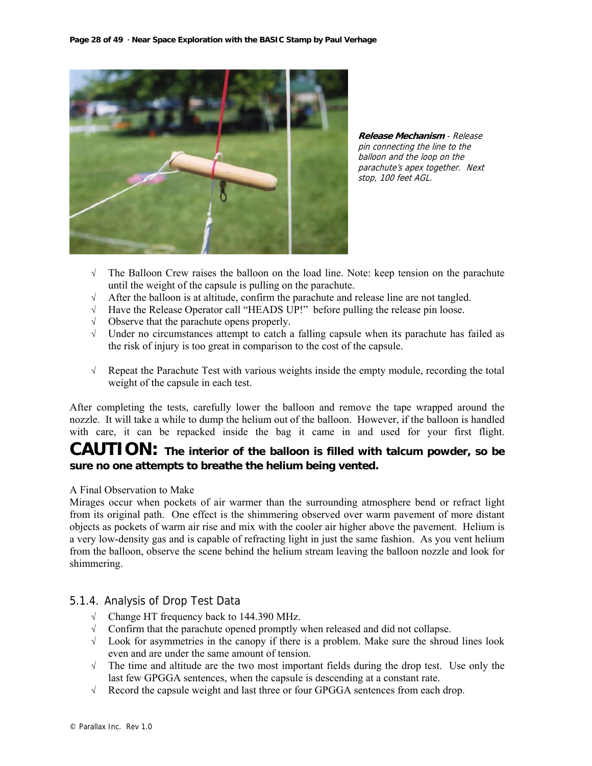***Release Mechanism*** *- Release pin connecting the line to the balloon and the loop on the parachute's apex together. Next stop, 100 feet AGL.*

- √ The Balloon Crew raises the balloon on the load line. Note: keep tension on the parachute until the weight of the capsule is pulling on the parachute.
- √ After the balloon is at altitude, confirm the parachute and release line are not tangled.
- √ Have the Release Operator call "HEADS UP!" before pulling the release pin loose.
- √ Observe that the parachute opens properly.
- √ Under no circumstances attempt to catch a falling capsule when its parachute has failed as the risk of injury is too great in comparison to the cost of the capsule.

- √ Repeat the Parachute Test with various weights inside the empty module, recording the total weight of the capsule in each test.

After completing the tests, carefully lower the balloon and remove the tape wrapped around the nozzle. It will take a while to dump the helium out of the balloon. However, if the balloon is handled with care, it can be repacked inside the bag it came in and used for your first flight.

**CAUTION: The interior of the balloon is filled with talcum powder, so be sure no one attempts to breathe the helium being vented.**

A Final Observation to Make

Mirages occur when pockets of air warmer than the surrounding atmosphere bend or refract light from its original path. One effect is the shimmering observed over warm pavement of more distant objects as pockets of warm air rise and mix with the cooler air higher above the pavement. Helium is a very low-density gas and is capable of refracting light in just the same fashion. As you vent helium from the balloon, observe the scene behind the helium stream leaving the balloon nozzle and look for shimmering.

### 5.1.4. Analysis of Drop Test Data

- √ Change HT frequency back to 144.390 MHz.
- √ Confirm that the parachute opened promptly when released and did not collapse.
- √ Look for asymmetries in the canopy if there is a problem. Make sure the shroud lines look even and are under the same amount of tension.
- √ The time and altitude are the two most important fields during the drop test. Use only the last few GPGGA sentences, when the capsule is descending at a constant rate.
- √ Record the capsule weight and last three or four GPGGA sentences from each drop.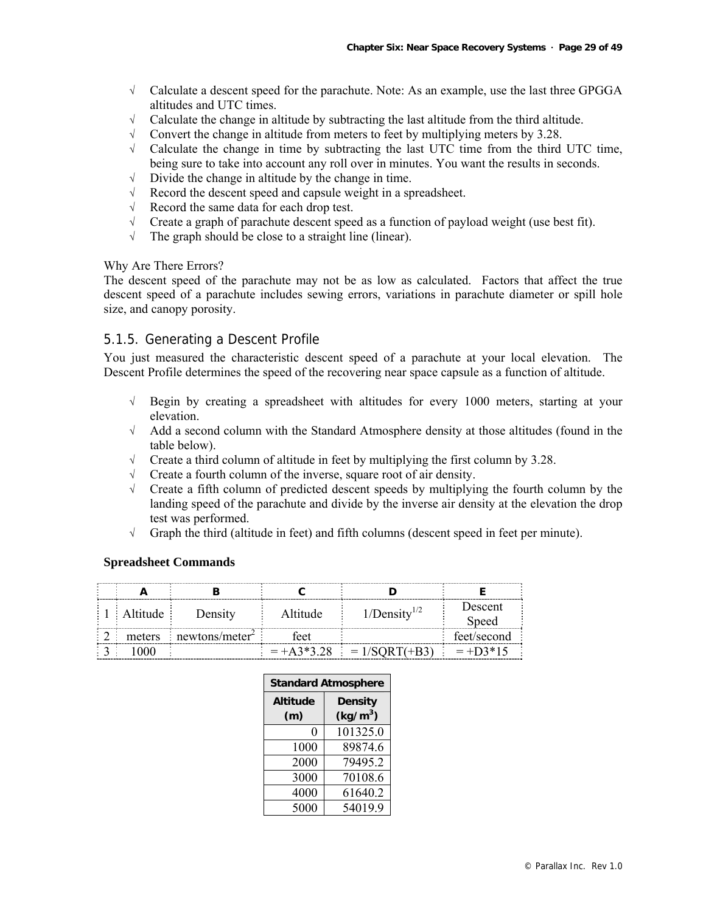- √ Calculate a descent speed for the parachute. Note: As an example, use the last three GPGGA altitudes and UTC times.
- √ Calculate the change in altitude by subtracting the last altitude from the third altitude.
- √ Convert the change in altitude from meters to feet by multiplying meters by 3.28.
- √ Calculate the change in time by subtracting the last UTC time from the third UTC time, being sure to take into account any roll over in minutes. You want the results in seconds.
- √ Divide the change in altitude by the change in time.
- √ Record the descent speed and capsule weight in a spreadsheet.
- √ Record the same data for each drop test.
- √ Create a graph of parachute descent speed as a function of payload weight (use best fit).
- √ The graph should be close to a straight line (linear).

Why Are There Errors?
The descent speed of the parachute may not be as low as calculated. Factors that affect the true descent speed of a parachute includes sewing errors, variations in parachute diameter or spill hole size, and canopy porosity.

## 5.1.5. Generating a Descent Profile

You just measured the characteristic descent speed of a parachute at your local elevation. The Descent Profile determines the speed of the recovering near space capsule as a function of altitude.

- √ Begin by creating a spreadsheet with altitudes for every 1000 meters, starting at your elevation.
- √ Add a second column with the Standard Atmosphere density at those altitudes (found in the table below).
- √ Create a third column of altitude in feet by multiplying the first column by 3.28.
- √ Create a fourth column of the inverse, square root of air density.
- √ Create a fifth column of predicted descent speeds by multiplying the fourth column by the landing speed of the parachute and divide by the inverse air density at the elevation the drop test was performed.
- √ Graph the third (altitude in feet) and fifth columns (descent speed in feet per minute).

**Spreadsheet Commands**

| | A | B | C | D | E |
|---|---|---|---|---|---|
| 1 | Altitude | Density | Altitude | 1/Density$^{1/2}$ | Descent Speed |
| 2 | meters | newtons/meter$^2$ | feet | | feet/second |
| 3 | 1000 | | = +A3*3.28 | = 1/SQRT(+B3) | = +D3*15 |

| Standard Atmosphere | |
|---|---|
| **Altitude (m)** | **Density (kg/m$^3$)** |
| 0 | 101325.0 |
| 1000 | 89874.6 |
| 2000 | 79495.2 |
| 3000 | 70108.6 |
| 4000 | 61640.2 |
| 5000 | 54019.9 |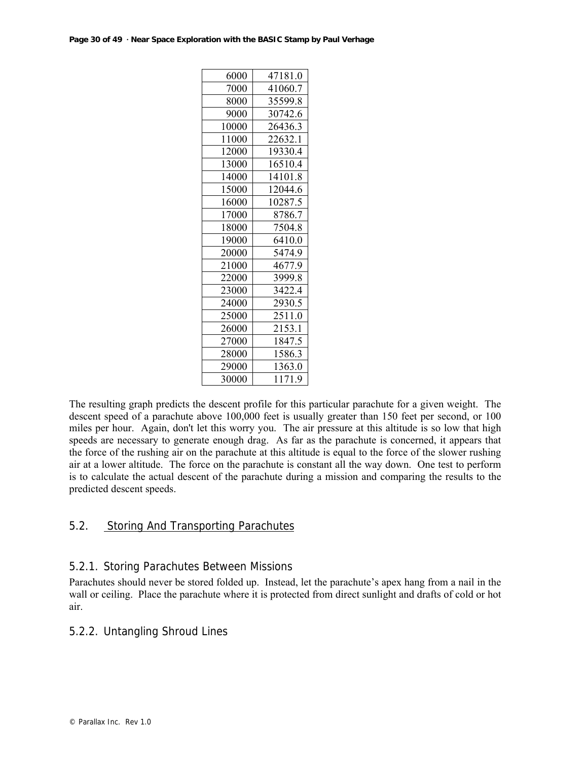| | |
|---|---|
| 6000 | 47181.0 |
| 7000 | 41060.7 |
| 8000 | 35599.8 |
| 9000 | 30742.6 |
| 10000 | 26436.3 |
| 11000 | 22632.1 |
| 12000 | 19330.4 |
| 13000 | 16510.4 |
| 14000 | 14101.8 |
| 15000 | 12044.6 |
| 16000 | 10287.5 |
| 17000 | 8786.7 |
| 18000 | 7504.8 |
| 19000 | 6410.0 |
| 20000 | 5474.9 |
| 21000 | 4677.9 |
| 22000 | 3999.8 |
| 23000 | 3422.4 |
| 24000 | 2930.5 |
| 25000 | 2511.0 |
| 26000 | 2153.1 |
| 27000 | 1847.5 |
| 28000 | 1586.3 |
| 29000 | 1363.0 |
| 30000 | 1171.9 |

The resulting graph predicts the descent profile for this particular parachute for a given weight. The descent speed of a parachute above 100,000 feet is usually greater than 150 feet per second, or 100 miles per hour. Again, don't let this worry you. The air pressure at this altitude is so low that high speeds are necessary to generate enough drag. As far as the parachute is concerned, it appears that the force of the rushing air on the parachute at this altitude is equal to the force of the slower rushing air at a lower altitude. The force on the parachute is constant all the way down. One test to perform is to calculate the actual descent of the parachute during a mission and comparing the results to the predicted descent speeds.

## 5.2. Storing And Transporting Parachutes

### 5.2.1. Storing Parachutes Between Missions

Parachutes should never be stored folded up. Instead, let the parachute's apex hang from a nail in the wall or ceiling. Place the parachute where it is protected from direct sunlight and drafts of cold or hot air.

### 5.2.2. Untangling Shroud Lines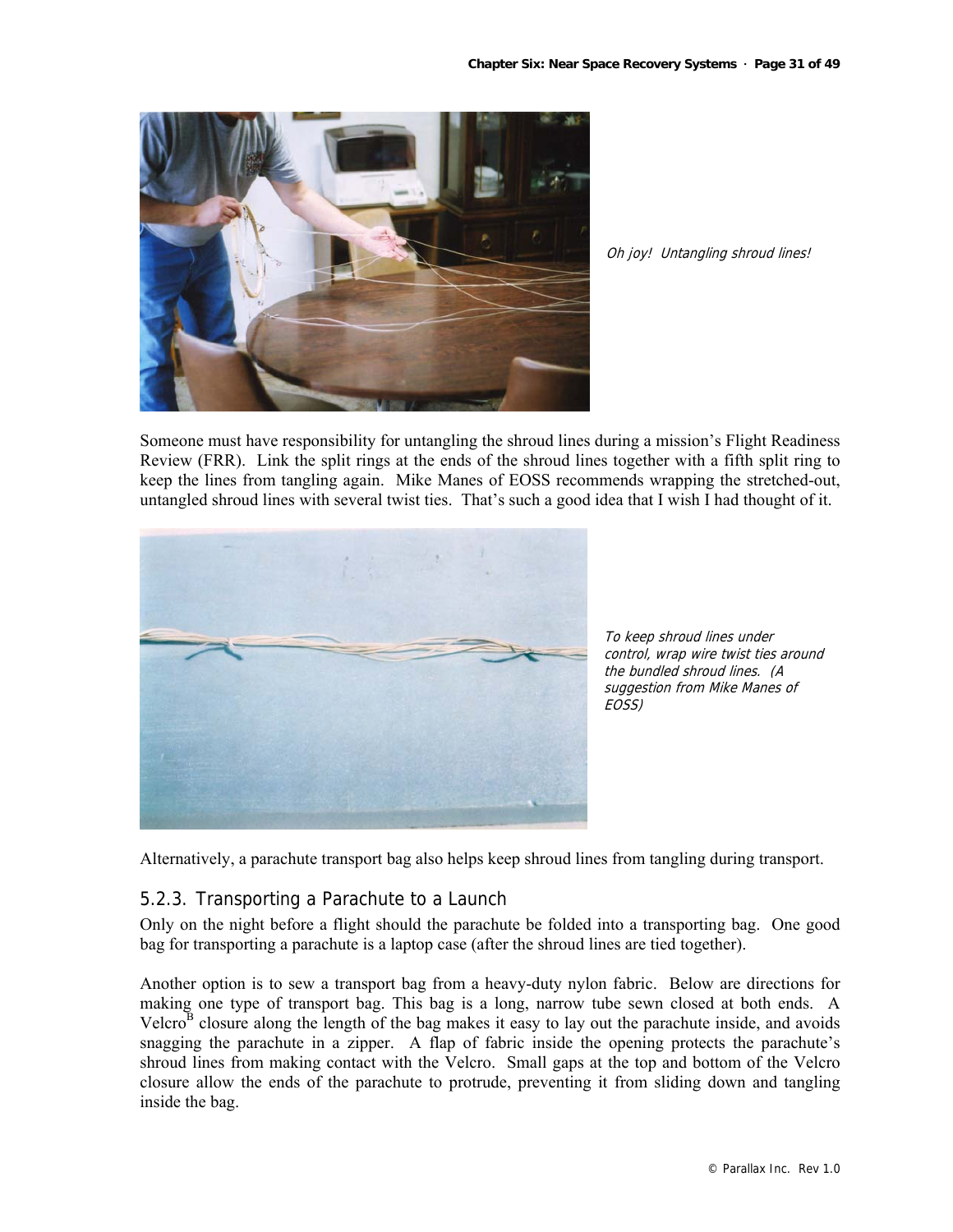*Oh joy! Untangling shroud lines!*

Someone must have responsibility for untangling the shroud lines during a mission's Flight Readiness Review (FRR). Link the split rings at the ends of the shroud lines together with a fifth split ring to keep the lines from tangling again. Mike Manes of EOSS recommends wrapping the stretched-out, untangled shroud lines with several twist ties. That's such a good idea that I wish I had thought of it.

*To keep shroud lines under control, wrap wire twist ties around the bundled shroud lines. (A suggestion from Mike Manes of EOSS)*

Alternatively, a parachute transport bag also helps keep shroud lines from tangling during transport.

### 5.2.3. Transporting a Parachute to a Launch

Only on the night before a flight should the parachute be folded into a transporting bag. One good bag for transporting a parachute is a laptop case (after the shroud lines are tied together).

Another option is to sew a transport bag from a heavy-duty nylon fabric. Below are directions for making one type of transport bag. This bag is a long, narrow tube sewn closed at both ends. A Velcro[B] closure along the length of the bag makes it easy to lay out the parachute inside, and avoids snagging the parachute in a zipper. A flap of fabric inside the opening protects the parachute's shroud lines from making contact with the Velcro. Small gaps at the top and bottom of the Velcro closure allow the ends of the parachute to protrude, preventing it from sliding down and tangling inside the bag.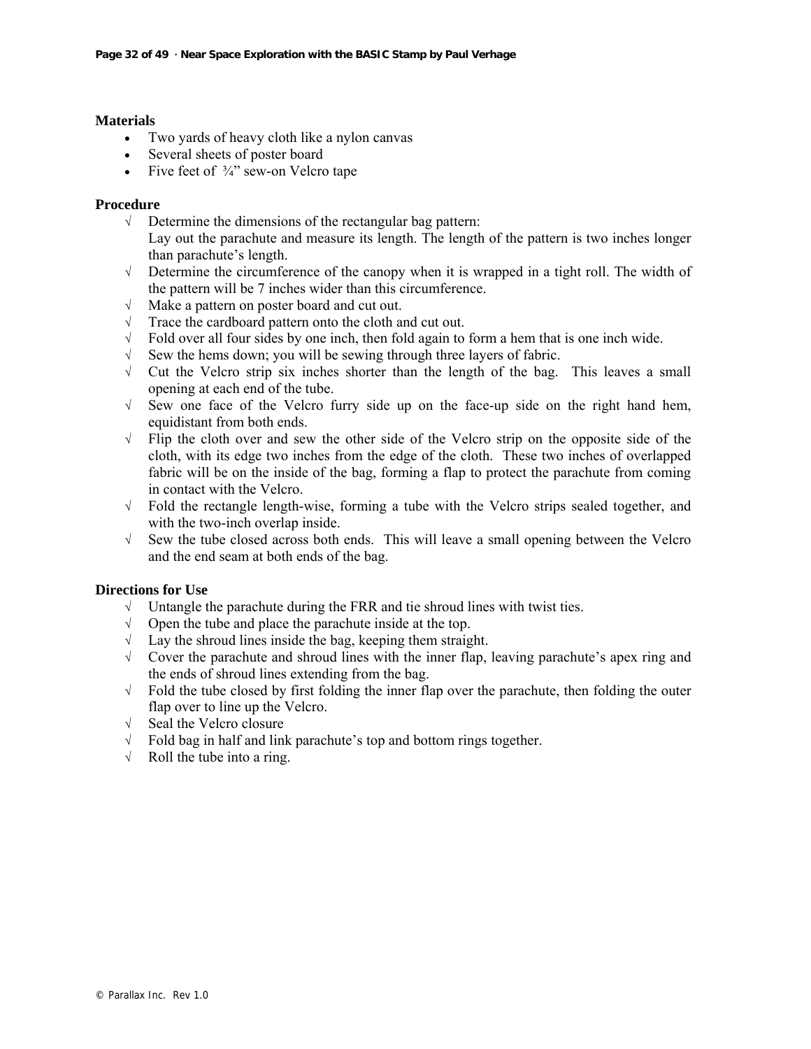### Materials

- Two yards of heavy cloth like a nylon canvas
- Several sheets of poster board
- Five feet of ¾” sew-on Velcro tape

### Procedure

√ Determine the dimensions of the rectangular bag pattern:
Lay out the parachute and measure its length. The length of the pattern is two inches longer than parachute’s length.

√ Determine the circumference of the canopy when it is wrapped in a tight roll. The width of the pattern will be 7 inches wider than this circumference.

√ Make a pattern on poster board and cut out.

√ Trace the cardboard pattern onto the cloth and cut out.

√ Fold over all four sides by one inch, then fold again to form a hem that is one inch wide.

√ Sew the hems down; you will be sewing through three layers of fabric.

√ Cut the Velcro strip six inches shorter than the length of the bag. This leaves a small opening at each end of the tube.

√ Sew one face of the Velcro furry side up on the face-up side on the right hand hem, equidistant from both ends.

√ Flip the cloth over and sew the other side of the Velcro strip on the opposite side of the cloth, with its edge two inches from the edge of the cloth. These two inches of overlapped fabric will be on the inside of the bag, forming a flap to protect the parachute from coming in contact with the Velcro.

√ Fold the rectangle length-wise, forming a tube with the Velcro strips sealed together, and with the two-inch overlap inside.

√ Sew the tube closed across both ends. This will leave a small opening between the Velcro and the end seam at both ends of the bag.

### Directions for Use

√ Untangle the parachute during the FRR and tie shroud lines with twist ties.

√ Open the tube and place the parachute inside at the top.

√ Lay the shroud lines inside the bag, keeping them straight.

√ Cover the parachute and shroud lines with the inner flap, leaving parachute’s apex ring and the ends of shroud lines extending from the bag.

√ Fold the tube closed by first folding the inner flap over the parachute, then folding the outer flap over to line up the Velcro.

√ Seal the Velcro closure

√ Fold bag in half and link parachute’s top and bottom rings together.

√ Roll the tube into a ring.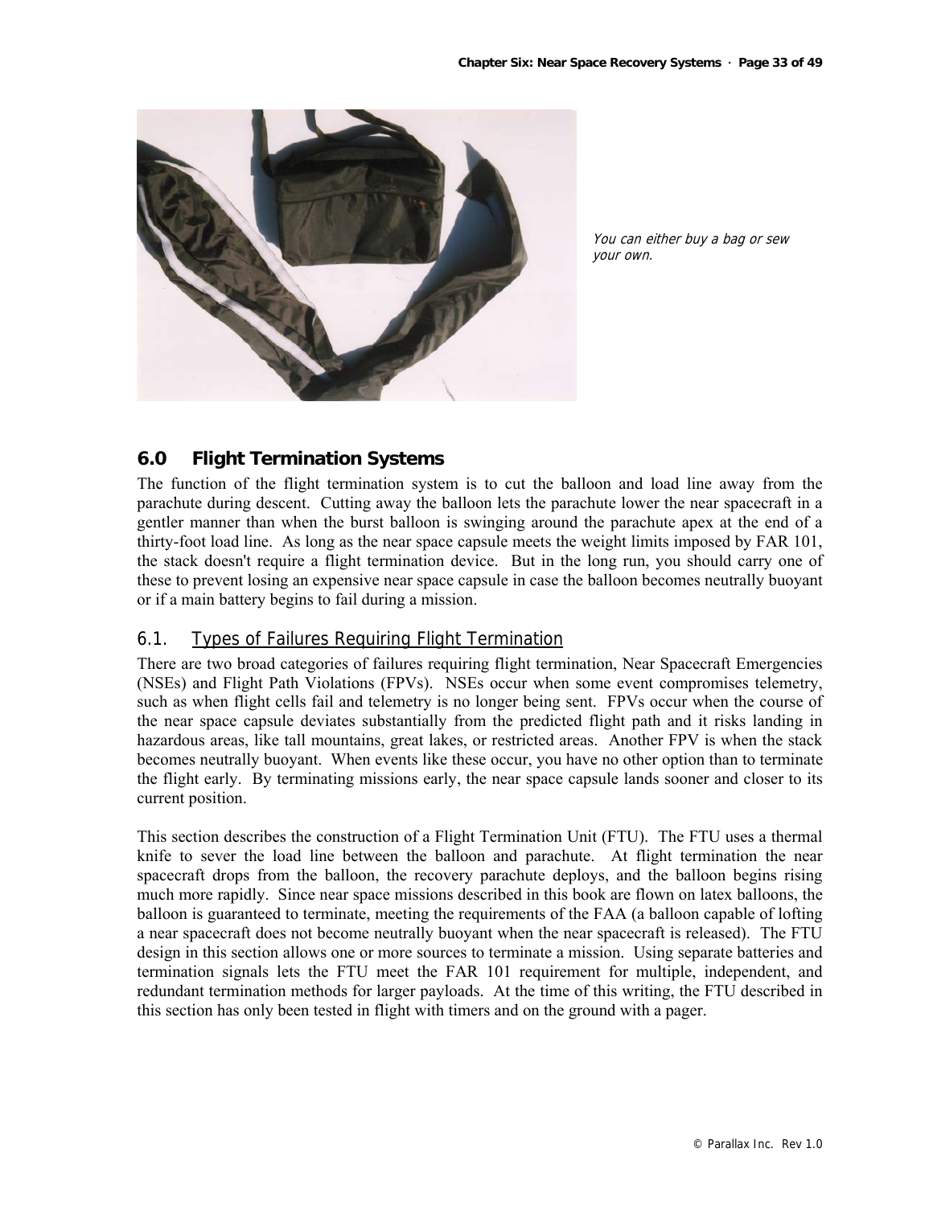You can either buy a bag or sew your own.

## 6.0 Flight Termination Systems

The function of the flight termination system is to cut the balloon and load line away from the parachute during descent. Cutting away the balloon lets the parachute lower the near spacecraft in a gentler manner than when the burst balloon is swinging around the parachute apex at the end of a thirty-foot load line. As long as the near space capsule meets the weight limits imposed by FAR 101, the stack doesn't require a flight termination device. But in the long run, you should carry one of these to prevent losing an expensive near space capsule in case the balloon becomes neutrally buoyant or if a main battery begins to fail during a mission.

### 6.1. Types of Failures Requiring Flight Termination

There are two broad categories of failures requiring flight termination, Near Spacecraft Emergencies (NSEs) and Flight Path Violations (FPVs). NSEs occur when some event compromises telemetry, such as when flight cells fail and telemetry is no longer being sent. FPVs occur when the course of the near space capsule deviates substantially from the predicted flight path and it risks landing in hazardous areas, like tall mountains, great lakes, or restricted areas. Another FPV is when the stack becomes neutrally buoyant. When events like these occur, you have no other option than to terminate the flight early. By terminating missions early, the near space capsule lands sooner and closer to its current position.

This section describes the construction of a Flight Termination Unit (FTU). The FTU uses a thermal knife to sever the load line between the balloon and parachute. At flight termination the near spacecraft drops from the balloon, the recovery parachute deploys, and the balloon begins rising much more rapidly. Since near space missions described in this book are flown on latex balloons, the balloon is guaranteed to terminate, meeting the requirements of the FAA (a balloon capable of lofting a near spacecraft does not become neutrally buoyant when the near spacecraft is released). The FTU design in this section allows one or more sources to terminate a mission. Using separate batteries and termination signals lets the FTU meet the FAR 101 requirement for multiple, independent, and redundant termination methods for larger payloads. At the time of this writing, the FTU described in this section has only been tested in flight with timers and on the ground with a pager.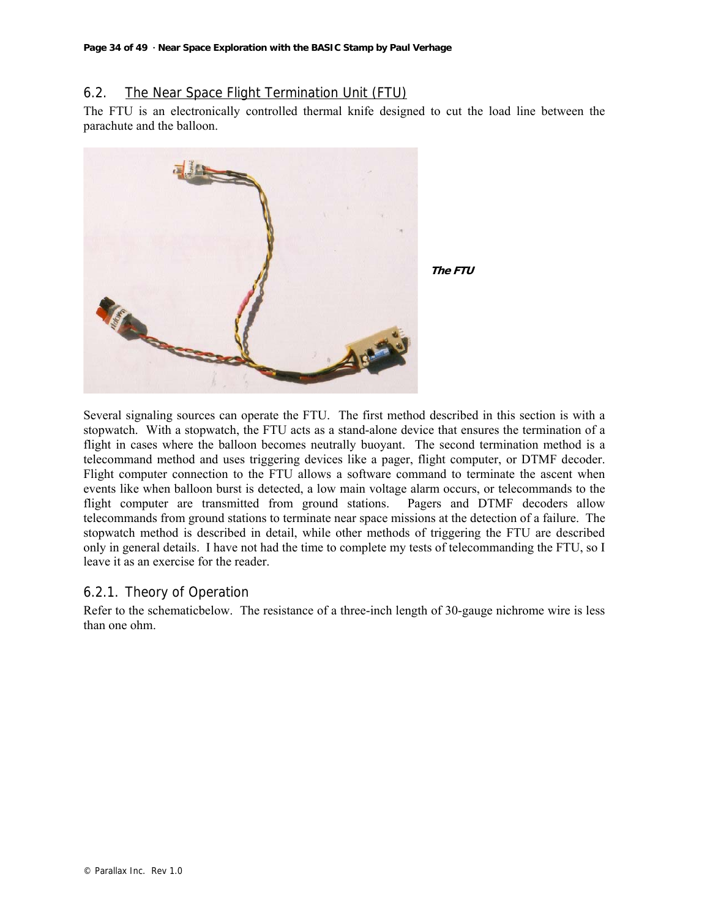## 6.2. The Near Space Flight Termination Unit (FTU)

The FTU is an electronically controlled thermal knife designed to cut the load line between the parachute and the balloon.

***The FTU***

Several signaling sources can operate the FTU. The first method described in this section is with a stopwatch. With a stopwatch, the FTU acts as a stand-alone device that ensures the termination of a flight in cases where the balloon becomes neutrally buoyant. The second termination method is a telecommand method and uses triggering devices like a pager, flight computer, or DTMF decoder. Flight computer connection to the FTU allows a software command to terminate the ascent when events like when balloon burst is detected, a low main voltage alarm occurs, or telecommands to the flight computer are transmitted from ground stations. Pagers and DTMF decoders allow telecommands from ground stations to terminate near space missions at the detection of a failure. The stopwatch method is described in detail, while other methods of triggering the FTU are described only in general details. I have not had the time to complete my tests of telecommanding the FTU, so I leave it as an exercise for the reader.

### 6.2.1. Theory of Operation

Refer to the schematicbelow. The resistance of a three-inch length of 30-gauge nichrome wire is less than one ohm.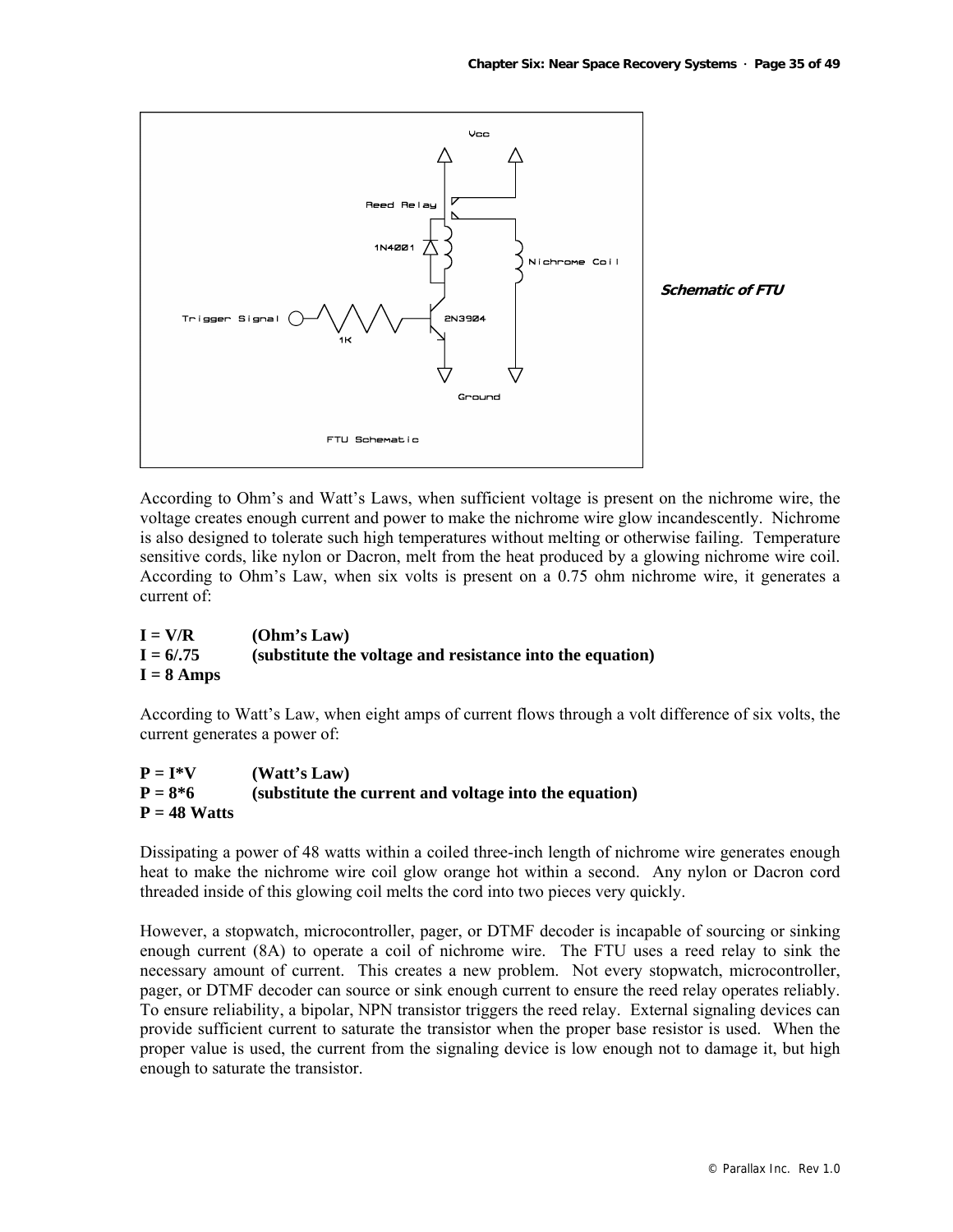Schematic of FTU

According to Ohm's and Watt's Laws, when sufficient voltage is present on the nichrome wire, the voltage creates enough current and power to make the nichrome wire glow incandescently. Nichrome is also designed to tolerate such high temperatures without melting or otherwise failing. Temperature sensitive cords, like nylon or Dacron, melt from the heat produced by a glowing nichrome wire coil. According to Ohm's Law, when six volts is present on a 0.75 ohm nichrome wire, it generates a current of:

**$I = V/R$ (Ohm's Law)**
**$I = 6/.75$ (substitute the voltage and resistance into the equation)**
**$I = 8$ Amps**

According to Watt's Law, when eight amps of current flows through a volt difference of six volts, the current generates a power of:

**$P = I*V$ (Watt's Law)**
**$P = 8*6$ (substitute the current and voltage into the equation)**
**$P = 48$ Watts**

Dissipating a power of 48 watts within a coiled three-inch length of nichrome wire generates enough heat to make the nichrome wire coil glow orange hot within a second. Any nylon or Dacron cord threaded inside of this glowing coil melts the cord into two pieces very quickly.

However, a stopwatch, microcontroller, pager, or DTMF decoder is incapable of sourcing or sinking enough current (8A) to operate a coil of nichrome wire. The FTU uses a reed relay to sink the necessary amount of current. This creates a new problem. Not every stopwatch, microcontroller, pager, or DTMF decoder can source or sink enough current to ensure the reed relay operates reliably. To ensure reliability, a bipolar, NPN transistor triggers the reed relay. External signaling devices can provide sufficient current to saturate the transistor when the proper base resistor is used. When the proper value is used, the current from the signaling device is low enough not to damage it, but high enough to saturate the transistor.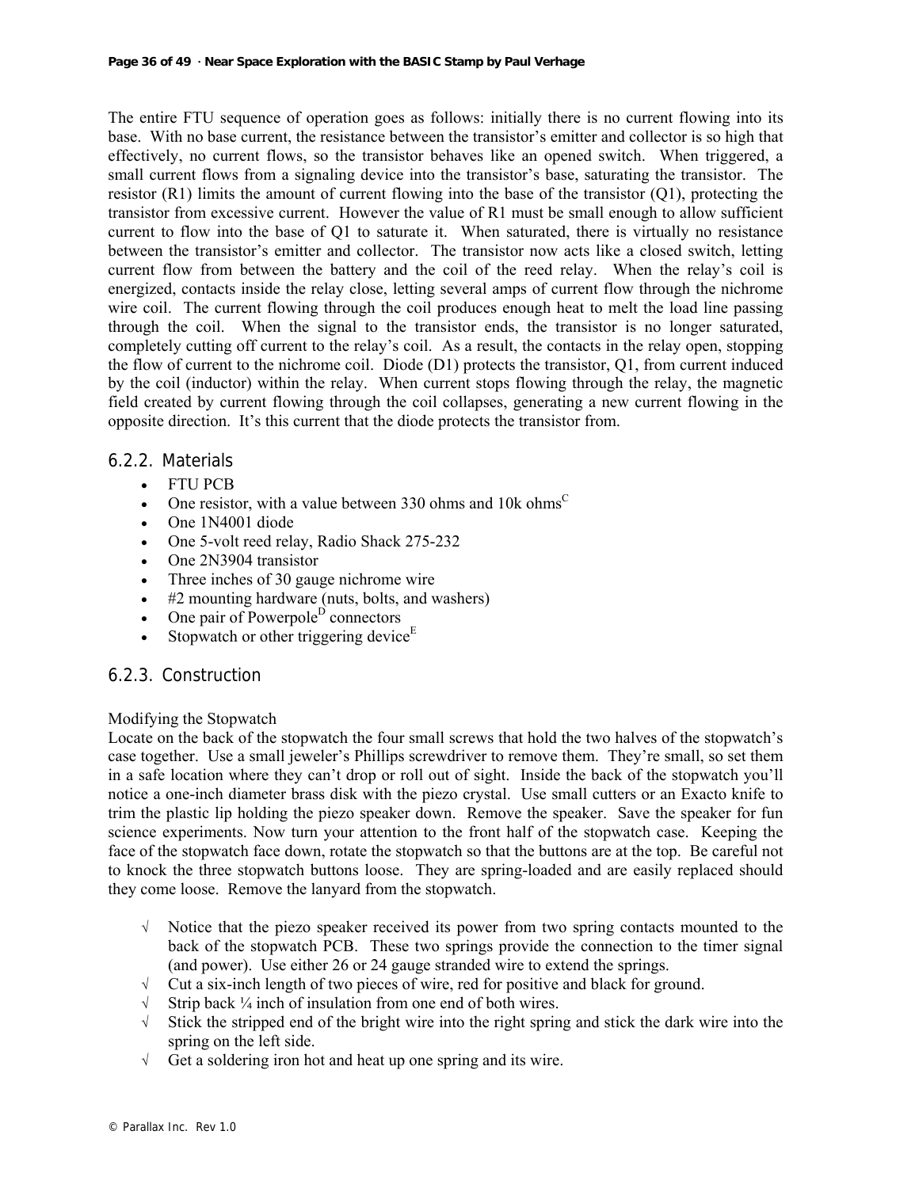The entire FTU sequence of operation goes as follows: initially there is no current flowing into its base. With no base current, the resistance between the transistor's emitter and collector is so high that effectively, no current flows, so the transistor behaves like an opened switch. When triggered, a small current flows from a signaling device into the transistor's base, saturating the transistor. The resistor (R1) limits the amount of current flowing into the base of the transistor (Q1), protecting the transistor from excessive current. However the value of R1 must be small enough to allow sufficient current to flow into the base of Q1 to saturate it. When saturated, there is virtually no resistance between the transistor's emitter and collector. The transistor now acts like a closed switch, letting current flow from between the battery and the coil of the reed relay. When the relay's coil is energized, contacts inside the relay close, letting several amps of current flow through the nichrome wire coil. The current flowing through the coil produces enough heat to melt the load line passing through the coil. When the signal to the transistor ends, the transistor is no longer saturated, completely cutting off current to the relay's coil. As a result, the contacts in the relay open, stopping the flow of current to the nichrome coil. Diode (D1) protects the transistor, Q1, from current induced by the coil (inductor) within the relay. When current stops flowing through the relay, the magnetic field created by current flowing through the coil collapses, generating a new current flowing in the opposite direction. It's this current that the diode protects the transistor from.

### 6.2.2. Materials

- FTU PCB
- One resistor, with a value between 330 ohms and 10k ohms[C]
- One 1N4001 diode
- One 5-volt reed relay, Radio Shack 275-232
- One 2N3904 transistor
- Three inches of 30 gauge nichrome wire
- #2 mounting hardware (nuts, bolts, and washers)
- One pair of Powerpole[D] connectors
- Stopwatch or other triggering device[E]

### 6.2.3. Construction

Modifying the Stopwatch

Locate on the back of the stopwatch the four small screws that hold the two halves of the stopwatch's case together. Use a small jeweler's Phillips screwdriver to remove them. They're small, so set them in a safe location where they can't drop or roll out of sight. Inside the back of the stopwatch you'll notice a one-inch diameter brass disk with the piezo crystal. Use small cutters or an Exacto knife to trim the plastic lip holding the piezo speaker down. Remove the speaker. Save the speaker for fun science experiments. Now turn your attention to the front half of the stopwatch case. Keeping the face of the stopwatch face down, rotate the stopwatch so that the buttons are at the top. Be careful not to knock the three stopwatch buttons loose. They are spring-loaded and are easily replaced should they come loose. Remove the lanyard from the stopwatch.

- √ Notice that the piezo speaker received its power from two spring contacts mounted to the back of the stopwatch PCB. These two springs provide the connection to the timer signal (and power). Use either 26 or 24 gauge stranded wire to extend the springs.
- √ Cut a six-inch length of two pieces of wire, red for positive and black for ground.
- √ Strip back ¼ inch of insulation from one end of both wires.
- √ Stick the stripped end of the bright wire into the right spring and stick the dark wire into the spring on the left side.
- √ Get a soldering iron hot and heat up one spring and its wire.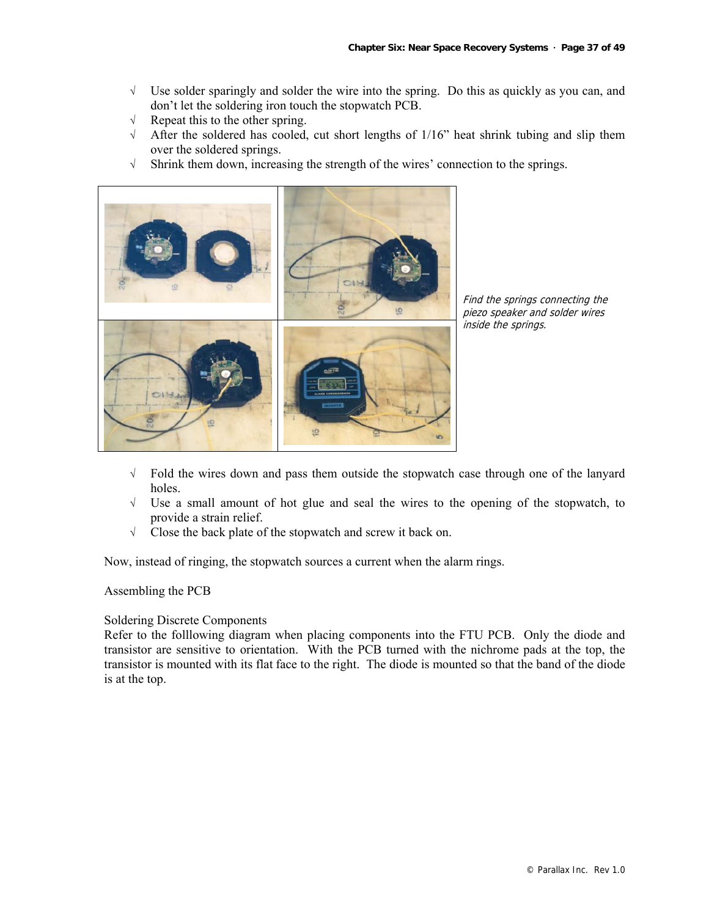- √ Use solder sparingly and solder the wire into the spring. Do this as quickly as you can, and don't let the soldering iron touch the stopwatch PCB.
- √ Repeat this to the other spring.
- √ After the soldered has cooled, cut short lengths of 1/16" heat shrink tubing and slip them over the soldered springs.
- √ Shrink them down, increasing the strength of the wires' connection to the springs.

*Find the springs connecting the piezo speaker and solder wires inside the springs.*

- √ Fold the wires down and pass them outside the stopwatch case through one of the lanyard holes.
- √ Use a small amount of hot glue and seal the wires to the opening of the stopwatch, to provide a strain relief.
- √ Close the back plate of the stopwatch and screw it back on.

Now, instead of ringing, the stopwatch sources a current when the alarm rings.

Assembling the PCB

Soldering Discrete Components

Refer to the folllowing diagram when placing components into the FTU PCB. Only the diode and transistor are sensitive to orientation. With the PCB turned with the nichrome pads at the top, the transistor is mounted with its flat face to the right. The diode is mounted so that the band of the diode is at the top.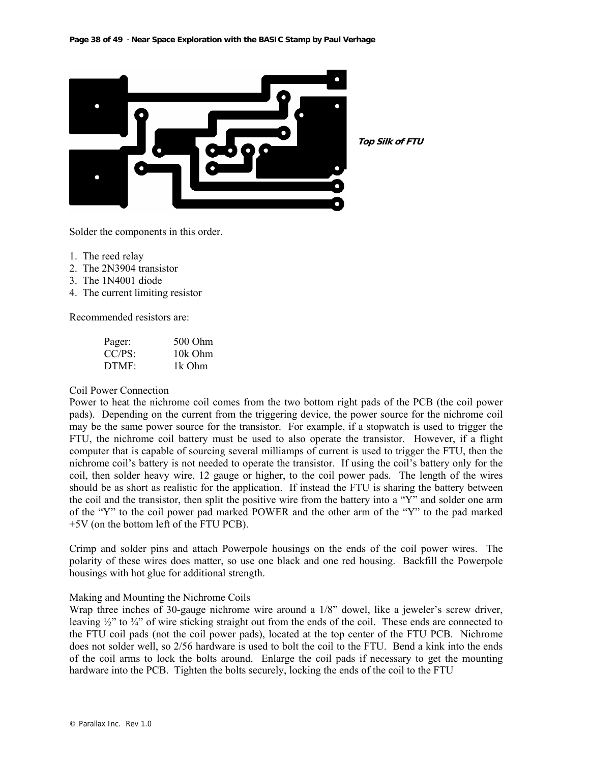*Top Silk of FTU*

Solder the components in this order.

1. The reed relay
2. The 2N3904 transistor
3. The 1N4001 diode
4. The current limiting resistor

Recommended resistors are:

| | |
|---|---|
| Pager: | 500 Ohm |
| CC/PS: | 10k Ohm |
| DTMF: | 1k Ohm |

Coil Power Connection

Power to heat the nichrome coil comes from the two bottom right pads of the PCB (the coil power pads). Depending on the current from the triggering device, the power source for the nichrome coil may be the same power source for the transistor. For example, if a stopwatch is used to trigger the FTU, the nichrome coil battery must be used to also operate the transistor. However, if a flight computer that is capable of sourcing several milliamps of current is used to trigger the FTU, then the nichrome coil's battery is not needed to operate the transistor. If using the coil's battery only for the coil, then solder heavy wire, 12 gauge or higher, to the coil power pads. The length of the wires should be as short as realistic for the application. If instead the FTU is sharing the battery between the coil and the transistor, then split the positive wire from the battery into a "Y" and solder one arm of the "Y" to the coil power pad marked POWER and the other arm of the "Y" to the pad marked +5V (on the bottom left of the FTU PCB).

Crimp and solder pins and attach Powerpole housings on the ends of the coil power wires. The polarity of these wires does matter, so use one black and one red housing. Backfill the Powerpole housings with hot glue for additional strength.

Making and Mounting the Nichrome Coils

Wrap three inches of 30-gauge nichrome wire around a 1/8" dowel, like a jeweler's screw driver, leaving ½" to ¾" of wire sticking straight out from the ends of the coil. These ends are connected to the FTU coil pads (not the coil power pads), located at the top center of the FTU PCB. Nichrome does not solder well, so 2/56 hardware is used to bolt the coil to the FTU. Bend a kink into the ends of the coil arms to lock the bolts around. Enlarge the coil pads if necessary to get the mounting hardware into the PCB. Tighten the bolts securely, locking the ends of the coil to the FTU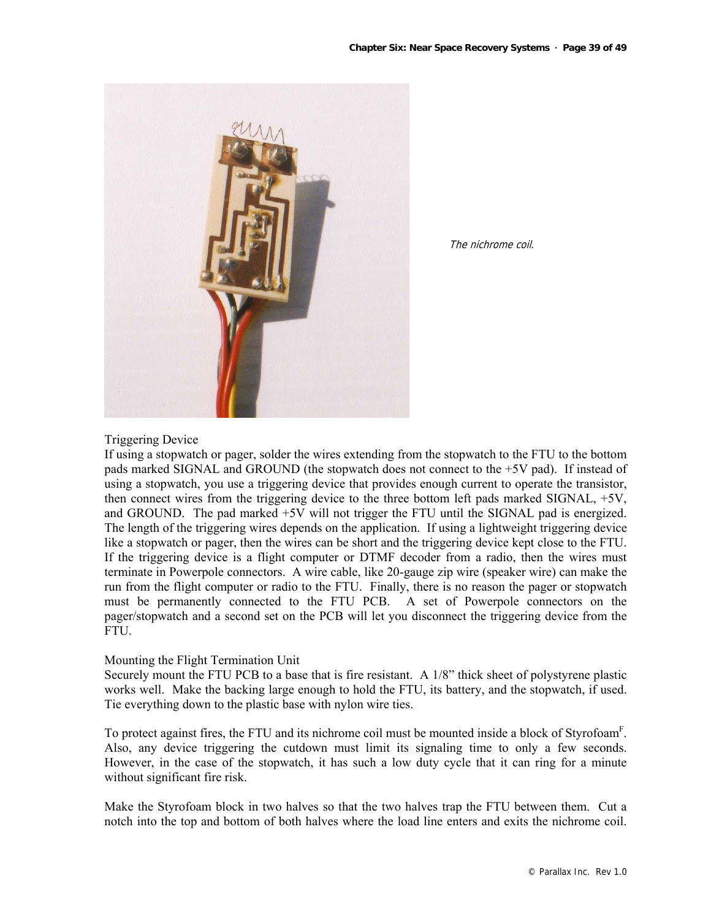*The nichrome coil.*

Triggering Device

If using a stopwatch or pager, solder the wires extending from the stopwatch to the FTU to the bottom pads marked SIGNAL and GROUND (the stopwatch does not connect to the +5V pad). If instead of using a stopwatch, you use a triggering device that provides enough current to operate the transistor, then connect wires from the triggering device to the three bottom left pads marked SIGNAL, +5V, and GROUND. The pad marked +5V will not trigger the FTU until the SIGNAL pad is energized. The length of the triggering wires depends on the application. If using a lightweight triggering device like a stopwatch or pager, then the wires can be short and the triggering device kept close to the FTU. If the triggering device is a flight computer or DTMF decoder from a radio, then the wires must terminate in Powerpole connectors. A wire cable, like 20-gauge zip wire (speaker wire) can make the run from the flight computer or radio to the FTU. Finally, there is no reason the pager or stopwatch must be permanently connected to the FTU PCB. A set of Powerpole connectors on the pager/stopwatch and a second set on the PCB will let you disconnect the triggering device from the FTU.

Mounting the Flight Termination Unit

Securely mount the FTU PCB to a base that is fire resistant. A 1/8" thick sheet of polystyrene plastic works well. Make the backing large enough to hold the FTU, its battery, and the stopwatch, if used. Tie everything down to the plastic base with nylon wire ties.

To protect against fires, the FTU and its nichrome coil must be mounted inside a block of Styrofoam[F]. Also, any device triggering the cutdown must limit its signaling time to only a few seconds. However, in the case of the stopwatch, it has such a low duty cycle that it can ring for a minute without significant fire risk.

Make the Styrofoam block in two halves so that the two halves trap the FTU between them. Cut a notch into the top and bottom of both halves where the load line enters and exits the nichrome coil.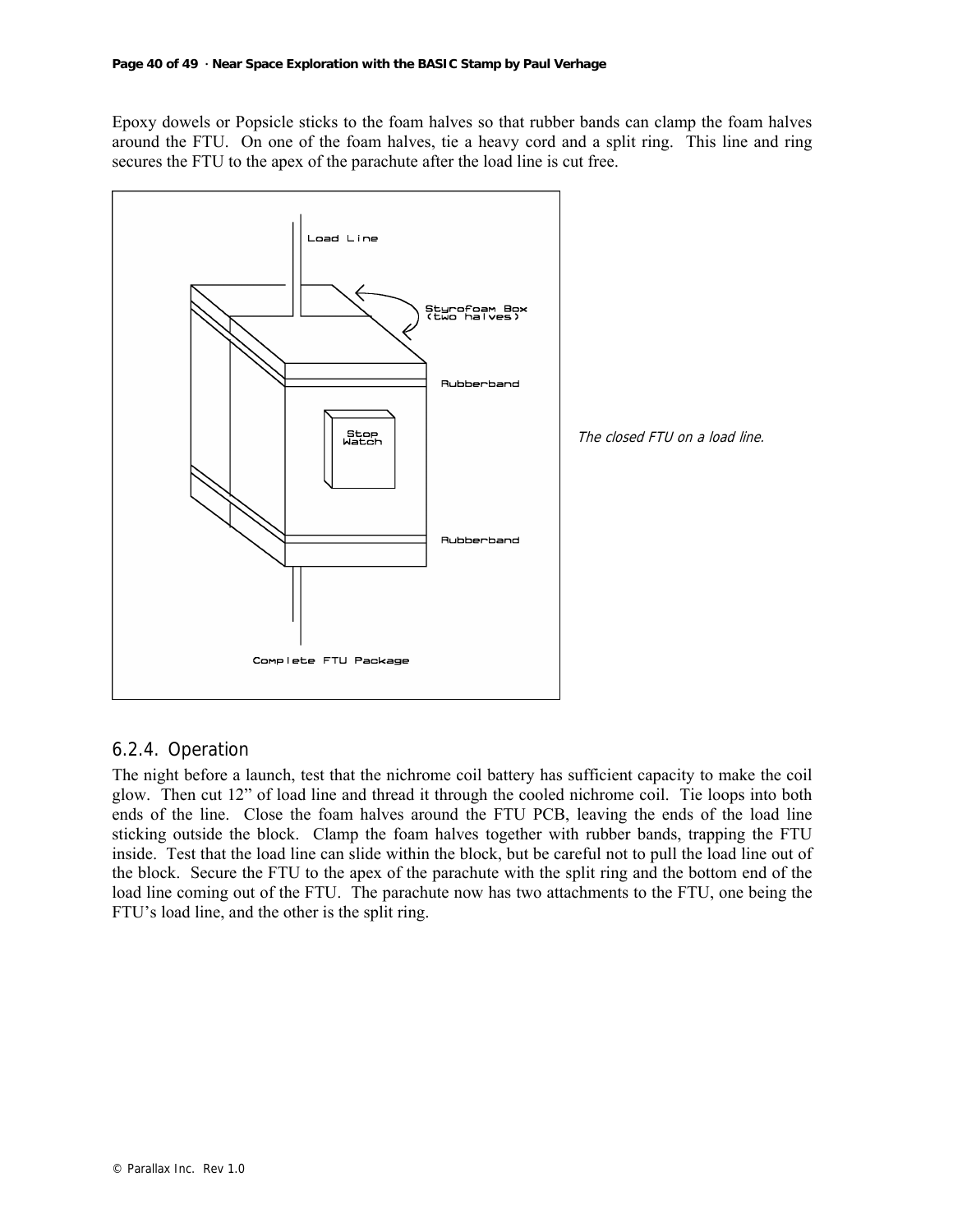Epoxy dowels or Popsicle sticks to the foam halves so that rubber bands can clamp the foam halves around the FTU. On one of the foam halves, tie a heavy cord and a split ring. This line and ring secures the FTU to the apex of the parachute after the load line is cut free.

*The closed FTU on a load line.*

### 6.2.4. Operation

The night before a launch, test that the nichrome coil battery has sufficient capacity to make the coil glow. Then cut 12" of load line and thread it through the cooled nichrome coil. Tie loops into both ends of the line. Close the foam halves around the FTU PCB, leaving the ends of the load line sticking outside the block. Clamp the foam halves together with rubber bands, trapping the FTU inside. Test that the load line can slide within the block, but be careful not to pull the load line out of the block. Secure the FTU to the apex of the parachute with the split ring and the bottom end of the load line coming out of the FTU. The parachute now has two attachments to the FTU, one being the FTU's load line, and the other is the split ring.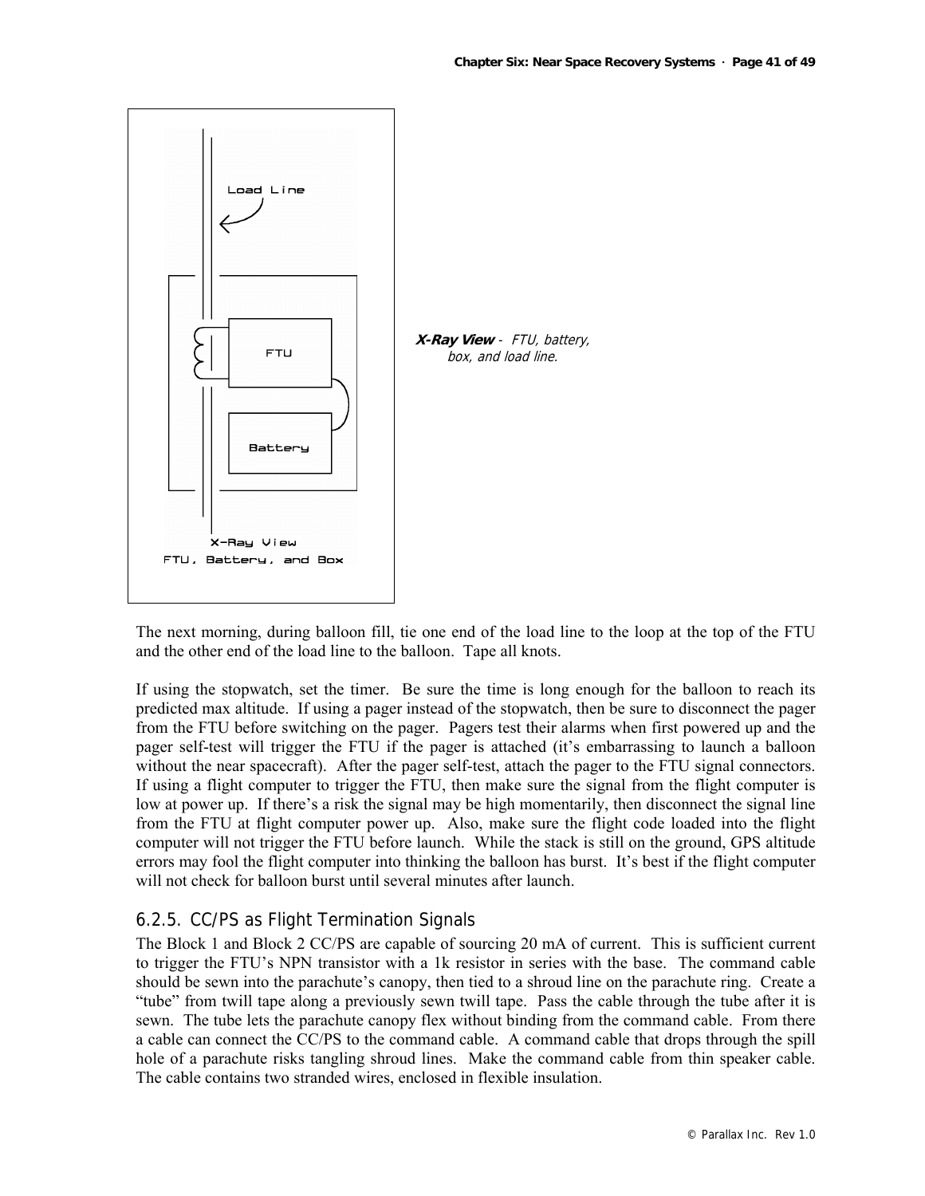*X-Ray View - FTU, battery, box, and load line.*

The next morning, during balloon fill, tie one end of the load line to the loop at the top of the FTU and the other end of the load line to the balloon. Tape all knots.

If using the stopwatch, set the timer. Be sure the time is long enough for the balloon to reach its predicted max altitude. If using a pager instead of the stopwatch, then be sure to disconnect the pager from the FTU before switching on the pager. Pagers test their alarms when first powered up and the pager self-test will trigger the FTU if the pager is attached (it's embarrassing to launch a balloon without the near spacecraft). After the pager self-test, attach the pager to the FTU signal connectors. If using a flight computer to trigger the FTU, then make sure the signal from the flight computer is low at power up. If there's a risk the signal may be high momentarily, then disconnect the signal line from the FTU at flight computer power up. Also, make sure the flight code loaded into the flight computer will not trigger the FTU before launch. While the stack is still on the ground, GPS altitude errors may fool the flight computer into thinking the balloon has burst. It's best if the flight computer will not check for balloon burst until several minutes after launch.

## 6.2.5. CC/PS as Flight Termination Signals

The Block 1 and Block 2 CC/PS are capable of sourcing 20 mA of current. This is sufficient current to trigger the FTU's NPN transistor with a 1k resistor in series with the base. The command cable should be sewn into the parachute's canopy, then tied to a shroud line on the parachute ring. Create a "tube" from twill tape along a previously sewn twill tape. Pass the cable through the tube after it is sewn. The tube lets the parachute canopy flex without binding from the command cable. From there a cable can connect the CC/PS to the command cable. A command cable that drops through the spill hole of a parachute risks tangling shroud lines. Make the command cable from thin speaker cable. The cable contains two stranded wires, enclosed in flexible insulation.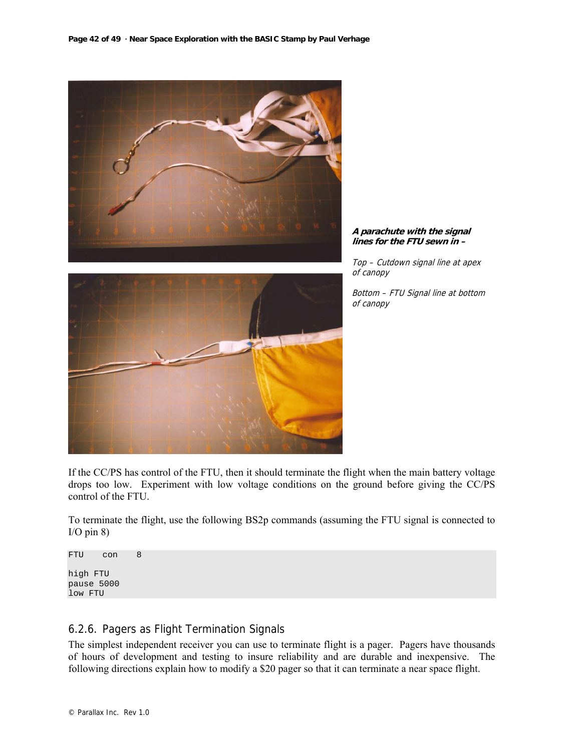***A parachute with the signal lines for the FTU sewn in –***

*Top – Cutdown signal line at apex of canopy*

*Bottom – FTU Signal line at bottom of canopy*

If the CC/PS has control of the FTU, then it should terminate the flight when the main battery voltage drops too low. Experiment with low voltage conditions on the ground before giving the CC/PS control of the FTU.

To terminate the flight, use the following BS2p commands (assuming the FTU signal is connected to I/O pin 8)

```
FTU    con    8

high FTU
pause 5000
low FTU
```

### 6.2.6. Pagers as Flight Termination Signals

The simplest independent receiver you can use to terminate flight is a pager. Pagers have thousands of hours of development and testing to insure reliability and are durable and inexpensive. The following directions explain how to modify a $20 pager so that it can terminate a near space flight.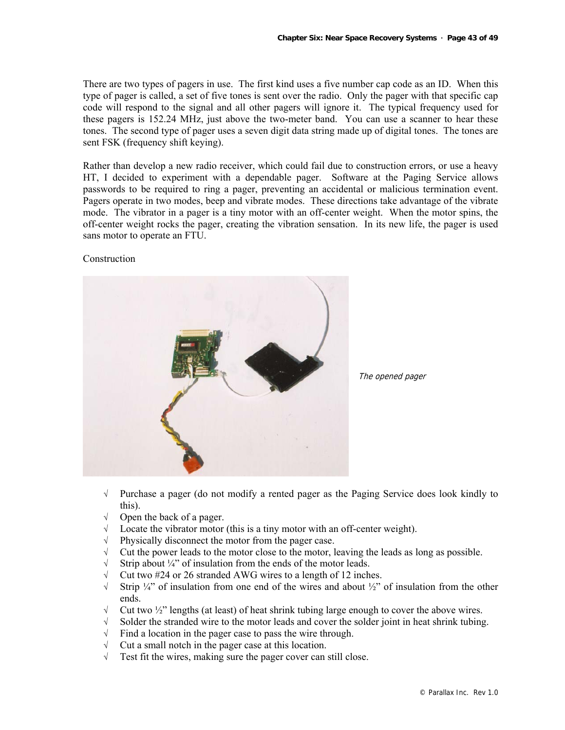There are two types of pagers in use. The first kind uses a five number cap code as an ID. When this type of pager is called, a set of five tones is sent over the radio. Only the pager with that specific cap code will respond to the signal and all other pagers will ignore it. The typical frequency used for these pagers is 152.24 MHz, just above the two-meter band. You can use a scanner to hear these tones. The second type of pager uses a seven digit data string made up of digital tones. The tones are sent FSK (frequency shift keying).

Rather than develop a new radio receiver, which could fail due to construction errors, or use a heavy HT, I decided to experiment with a dependable pager. Software at the Paging Service allows passwords to be required to ring a pager, preventing an accidental or malicious termination event. Pagers operate in two modes, beep and vibrate modes. These directions take advantage of the vibrate mode. The vibrator in a pager is a tiny motor with an off-center weight. When the motor spins, the off-center weight rocks the pager, creating the vibration sensation. In its new life, the pager is used sans motor to operate an FTU.

Construction

*The opened pager*

- √ Purchase a pager (do not modify a rented pager as the Paging Service does look kindly to this).
- √ Open the back of a pager.
- √ Locate the vibrator motor (this is a tiny motor with an off-center weight).
- √ Physically disconnect the motor from the pager case.
- √ Cut the power leads to the motor close to the motor, leaving the leads as long as possible.
- √ Strip about ¼" of insulation from the ends of the motor leads.
- √ Cut two #24 or 26 stranded AWG wires to a length of 12 inches.
- √ Strip ¼" of insulation from one end of the wires and about ½" of insulation from the other ends.
- √ Cut two ½" lengths (at least) of heat shrink tubing large enough to cover the above wires.
- √ Solder the stranded wire to the motor leads and cover the solder joint in heat shrink tubing.
- √ Find a location in the pager case to pass the wire through.
- √ Cut a small notch in the pager case at this location.
- √ Test fit the wires, making sure the pager cover can still close.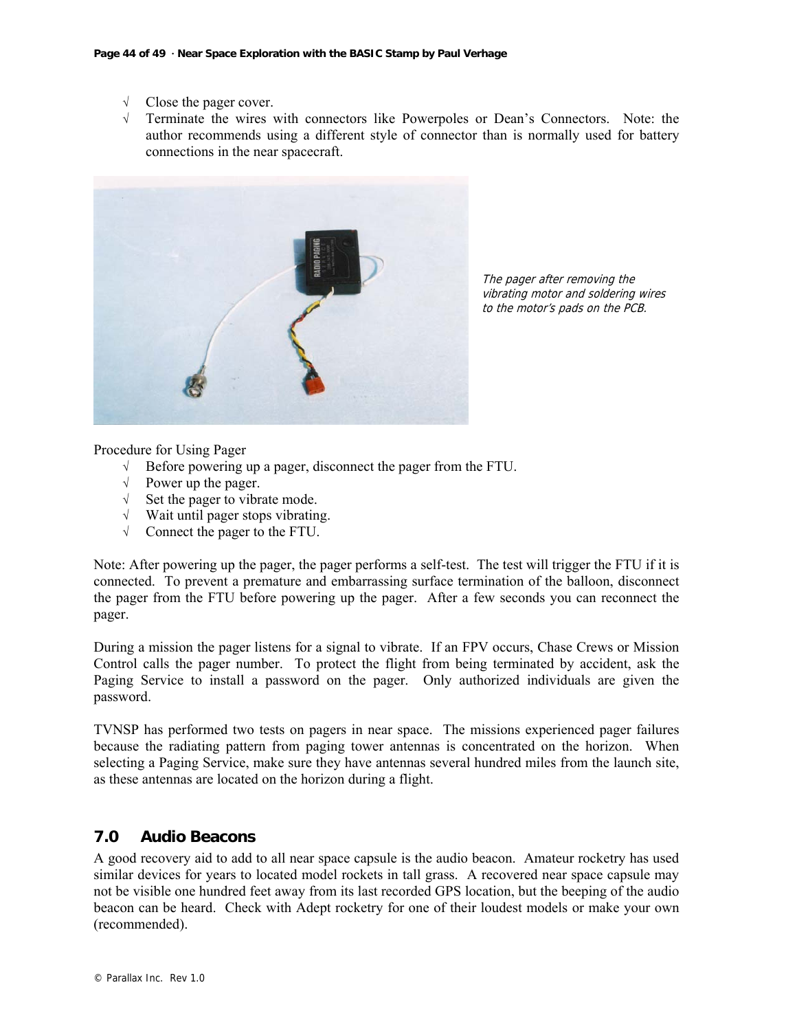- √ Close the pager cover.
- √ Terminate the wires with connectors like Powerpoles or Dean's Connectors. Note: the author recommends using a different style of connector than is normally used for battery connections in the near spacecraft.

*The pager after removing the vibrating motor and soldering wires to the motor's pads on the PCB.*

Procedure for Using Pager

- √ Before powering up a pager, disconnect the pager from the FTU.
- √ Power up the pager.
- √ Set the pager to vibrate mode.
- √ Wait until pager stops vibrating.
- √ Connect the pager to the FTU.

Note: After powering up the pager, the pager performs a self-test. The test will trigger the FTU if it is connected. To prevent a premature and embarrassing surface termination of the balloon, disconnect the pager from the FTU before powering up the pager. After a few seconds you can reconnect the pager.

During a mission the pager listens for a signal to vibrate. If an FPV occurs, Chase Crews or Mission Control calls the pager number. To protect the flight from being terminated by accident, ask the Paging Service to install a password on the pager. Only authorized individuals are given the password.

TVNSP has performed two tests on pagers in near space. The missions experienced pager failures because the radiating pattern from paging tower antennas is concentrated on the horizon. When selecting a Paging Service, make sure they have antennas several hundred miles from the launch site, as these antennas are located on the horizon during a flight.

## 7.0 Audio Beacons

A good recovery aid to add to all near space capsule is the audio beacon. Amateur rocketry has used similar devices for years to located model rockets in tall grass. A recovered near space capsule may not be visible one hundred feet away from its last recorded GPS location, but the beeping of the audio beacon can be heard. Check with Adept rocketry for one of their loudest models or make your own (recommended).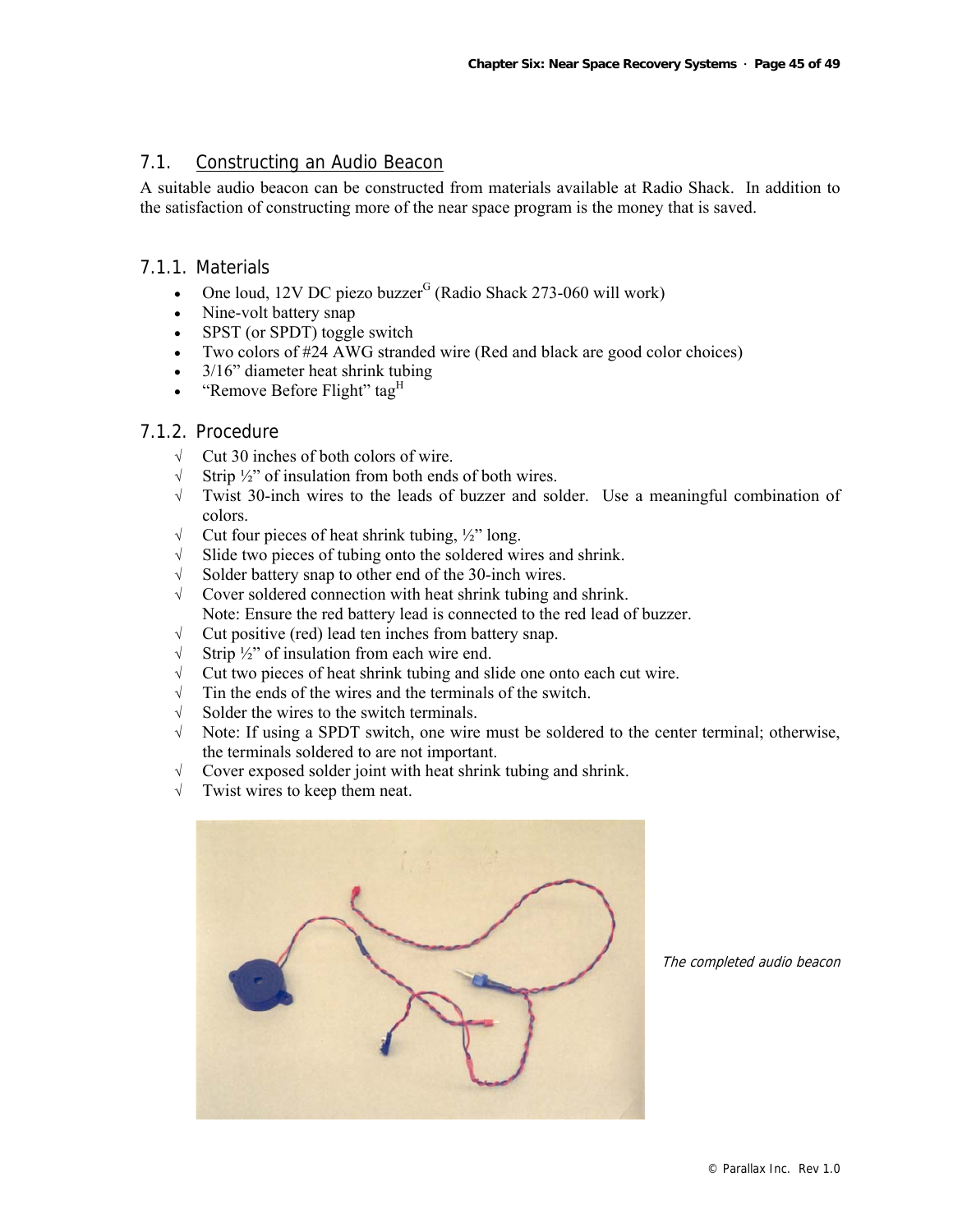## 7.1. Constructing an Audio Beacon

A suitable audio beacon can be constructed from materials available at Radio Shack. In addition to the satisfaction of constructing more of the near space program is the money that is saved.

### 7.1.1. Materials

- One loud, 12V DC piezo buzzer[G] (Radio Shack 273-060 will work)
- Nine-volt battery snap
- SPST (or SPDT) toggle switch
- Two colors of #24 AWG stranded wire (Red and black are good color choices)
- 3/16" diameter heat shrink tubing
- "Remove Before Flight" tag[H]

### 7.1.2. Procedure

√ Cut 30 inches of both colors of wire.

√ Strip ½" of insulation from both ends of both wires.

√ Twist 30-inch wires to the leads of buzzer and solder. Use a meaningful combination of colors.

√ Cut four pieces of heat shrink tubing, ½" long.

√ Slide two pieces of tubing onto the soldered wires and shrink.

√ Solder battery snap to other end of the 30-inch wires.

√ Cover soldered connection with heat shrink tubing and shrink.
Note: Ensure the red battery lead is connected to the red lead of buzzer.

√ Cut positive (red) lead ten inches from battery snap.

√ Strip ½" of insulation from each wire end.

√ Cut two pieces of heat shrink tubing and slide one onto each cut wire.

√ Tin the ends of the wires and the terminals of the switch.

√ Solder the wires to the switch terminals.

√ Note: If using a SPDT switch, one wire must be soldered to the center terminal; otherwise, the terminals soldered to are not important.

√ Cover exposed solder joint with heat shrink tubing and shrink.

√ Twist wires to keep them neat.

*The completed audio beacon*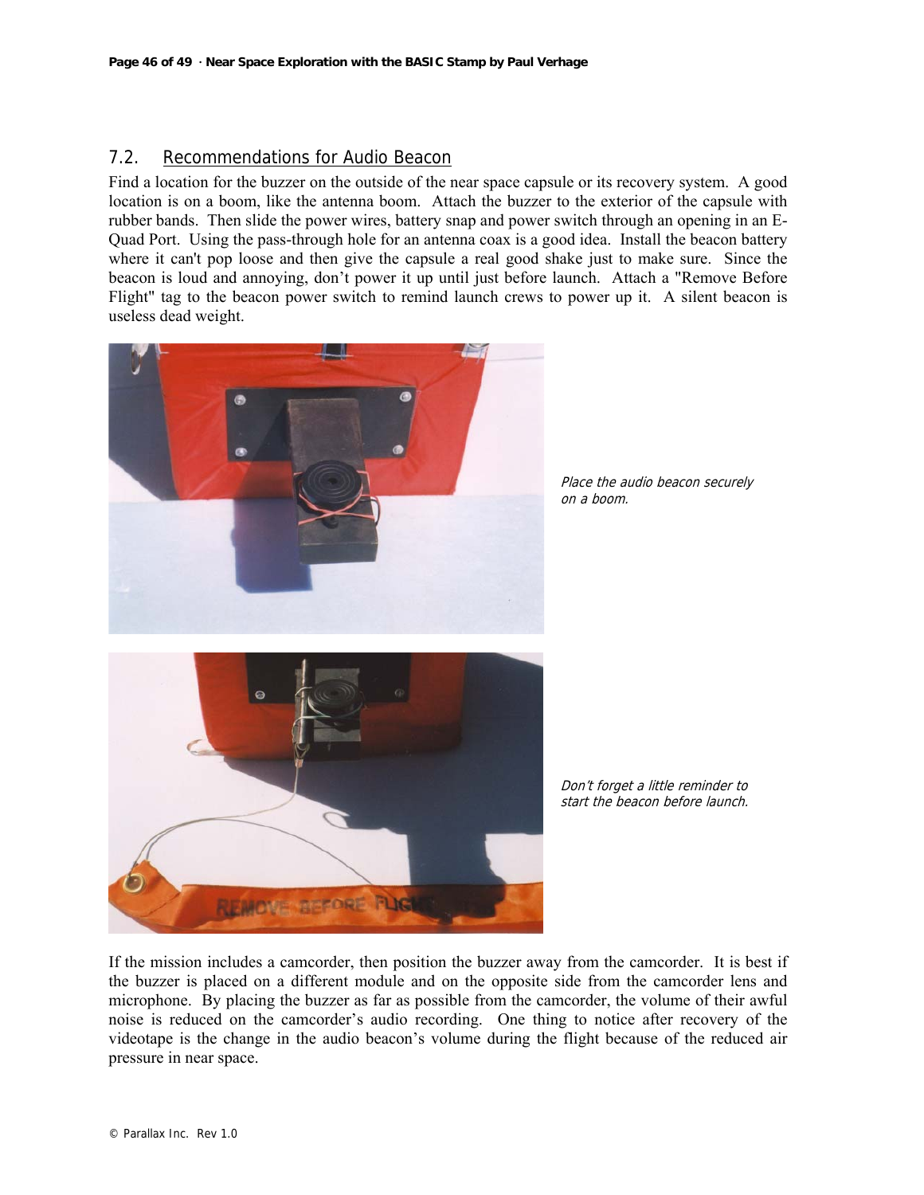## 7.2. Recommendations for Audio Beacon

Find a location for the buzzer on the outside of the near space capsule or its recovery system. A good location is on a boom, like the antenna boom. Attach the buzzer to the exterior of the capsule with rubber bands. Then slide the power wires, battery snap and power switch through an opening in an E-Quad Port. Using the pass-through hole for an antenna coax is a good idea. Install the beacon battery where it can't pop loose and then give the capsule a real good shake just to make sure. Since the beacon is loud and annoying, don't power it up until just before launch. Attach a "Remove Before Flight" tag to the beacon power switch to remind launch crews to power up it. A silent beacon is useless dead weight.

*Place the audio beacon securely on a boom.*

*Don't forget a little reminder to start the beacon before launch.*

If the mission includes a camcorder, then position the buzzer away from the camcorder. It is best if the buzzer is placed on a different module and on the opposite side from the camcorder lens and microphone. By placing the buzzer as far as possible from the camcorder, the volume of their awful noise is reduced on the camcorder's audio recording. One thing to notice after recovery of the videotape is the change in the audio beacon's volume during the flight because of the reduced air pressure in near space.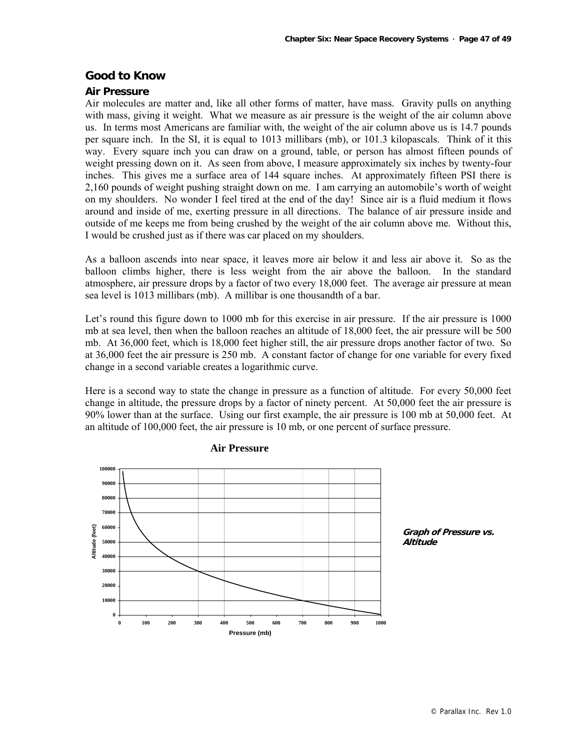## Good to Know

### Air Pressure

Air molecules are matter and, like all other forms of matter, have mass. Gravity pulls on anything with mass, giving it weight. What we measure as air pressure is the weight of the air column above us. In terms most Americans are familiar with, the weight of the air column above us is 14.7 pounds per square inch. In the SI, it is equal to 1013 millibars (mb), or 101.3 kilopascals. Think of it this way. Every square inch you can draw on a ground, table, or person has almost fifteen pounds of weight pressing down on it. As seen from above, I measure approximately six inches by twenty-four inches. This gives me a surface area of 144 square inches. At approximately fifteen PSI there is 2,160 pounds of weight pushing straight down on me. I am carrying an automobile's worth of weight on my shoulders. No wonder I feel tired at the end of the day! Since air is a fluid medium it flows around and inside of me, exerting pressure in all directions. The balance of air pressure inside and outside of me keeps me from being crushed by the weight of the air column above me. Without this, I would be crushed just as if there was car placed on my shoulders.

As a balloon ascends into near space, it leaves more air below it and less air above it. So as the balloon climbs higher, there is less weight from the air above the balloon. In the standard atmosphere, air pressure drops by a factor of two every 18,000 feet. The average air pressure at mean sea level is 1013 millibars (mb). A millibar is one thousandth of a bar.

Let's round this figure down to 1000 mb for this exercise in air pressure. If the air pressure is 1000 mb at sea level, then when the balloon reaches an altitude of 18,000 feet, the air pressure will be 500 mb. At 36,000 feet, which is 18,000 feet higher still, the air pressure drops another factor of two. So at 36,000 feet the air pressure is 250 mb. A constant factor of change for one variable for every fixed change in a second variable creates a logarithmic curve.

Here is a second way to state the change in pressure as a function of altitude. For every 50,000 feet change in altitude, the pressure drops by a factor of ninety percent. At 50,000 feet the air pressure is 90% lower than at the surface. Using our first example, the air pressure is 100 mb at 50,000 feet. At an altitude of 100,000 feet, the air pressure is 10 mb, or one percent of surface pressure.

**Air Pressure**

***Graph of Pressure vs. Altitude***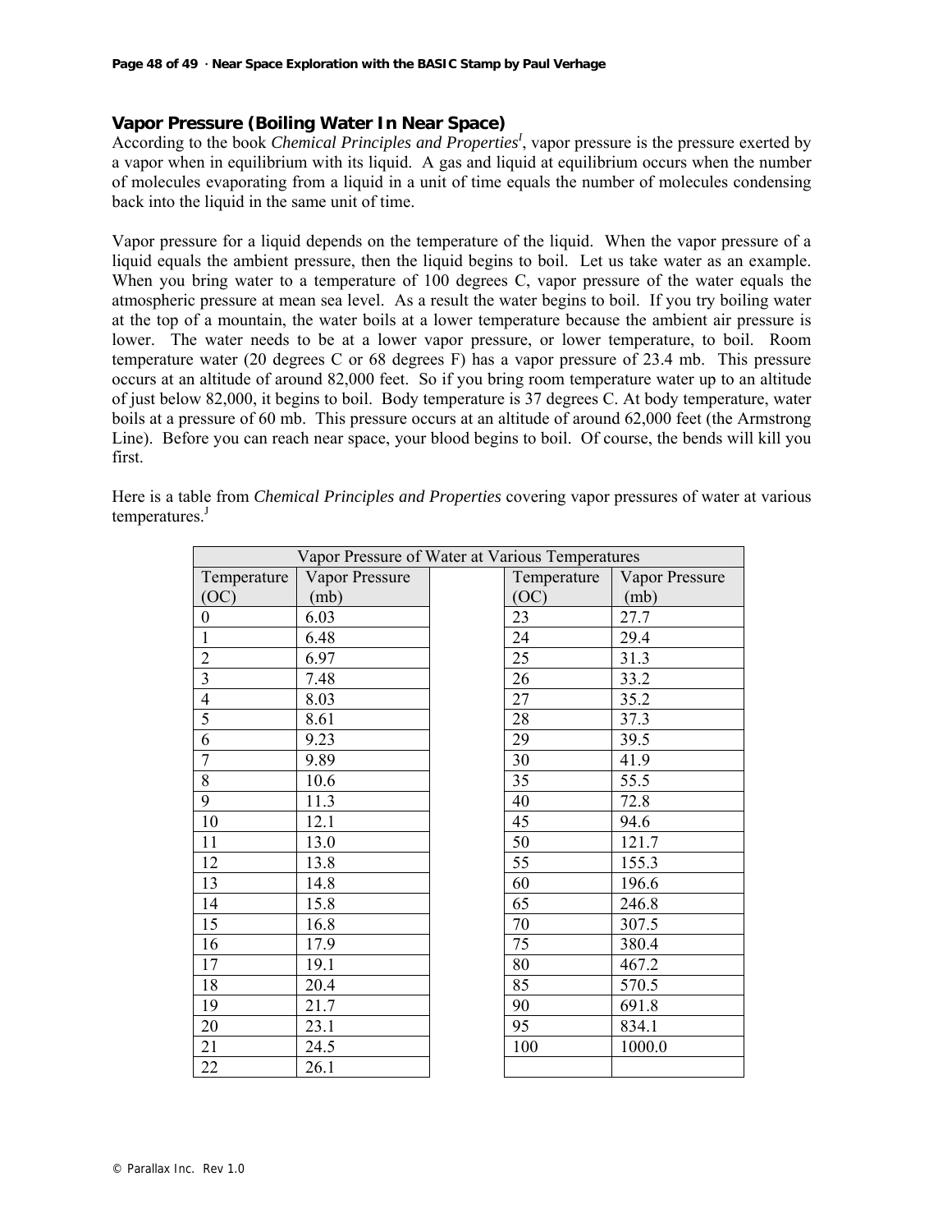## Vapor Pressure (Boiling Water In Near Space)

According to the book *Chemical Principles and Properties*[1], vapor pressure is the pressure exerted by a vapor when in equilibrium with its liquid. A gas and liquid at equilibrium occurs when the number of molecules evaporating from a liquid in a unit of time equals the number of molecules condensing back into the liquid in the same unit of time.

Vapor pressure for a liquid depends on the temperature of the liquid. When the vapor pressure of a liquid equals the ambient pressure, then the liquid begins to boil. Let us take water as an example. When you bring water to a temperature of 100 degrees C, vapor pressure of the water equals the atmospheric pressure at mean sea level. As a result the water begins to boil. If you try boiling water at the top of a mountain, the water boils at a lower temperature because the ambient air pressure is lower. The water needs to be at a lower vapor pressure, or lower temperature, to boil. Room temperature water (20 degrees C or 68 degrees F) has a vapor pressure of 23.4 mb. This pressure occurs at an altitude of around 82,000 feet. So if you bring room temperature water up to an altitude of just below 82,000, it begins to boil. Body temperature is 37 degrees C. At body temperature, water boils at a pressure of 60 mb. This pressure occurs at an altitude of around 62,000 feet (the Armstrong Line). Before you can reach near space, your blood begins to boil. Of course, the bends will kill you first.

Here is a table from *Chemical Principles and Properties* covering vapor pressures of water at various temperatures.[1]

| Temperature (OC) | Vapor Pressure (mb) | | Temperature (OC) | Vapor Pressure (mb) |
|---|---|---|---|---|
| 0 | 6.03 | | 23 | 27.7 |
| 1 | 6.48 | | 24 | 29.4 |
| 2 | 6.97 | | 25 | 31.3 |
| 3 | 7.48 | | 26 | 33.2 |
| 4 | 8.03 | | 27 | 35.2 |
| 5 | 8.61 | | 28 | 37.3 |
| 6 | 9.23 | | 29 | 39.5 |
| 7 | 9.89 | | 30 | 41.9 |
| 8 | 10.6 | | 35 | 55.5 |
| 9 | 11.3 | | 40 | 72.8 |
| 10 | 12.1 | | 45 | 94.6 |
| 11 | 13.0 | | 50 | 121.7 |
| 12 | 13.8 | | 55 | 155.3 |
| 13 | 14.8 | | 60 | 196.6 |
| 14 | 15.8 | | 65 | 246.8 |
| 15 | 16.8 | | 70 | 307.5 |
| 16 | 17.9 | | 75 | 380.4 |
| 17 | 19.1 | | 80 | 467.2 |
| 18 | 20.4 | | 85 | 570.5 |
| 19 | 21.7 | | 90 | 691.8 |
| 20 | 23.1 | | 95 | 834.1 |
| 21 | 24.5 | | 100 | 1000.0 |
| 22 | 26.1 | | | |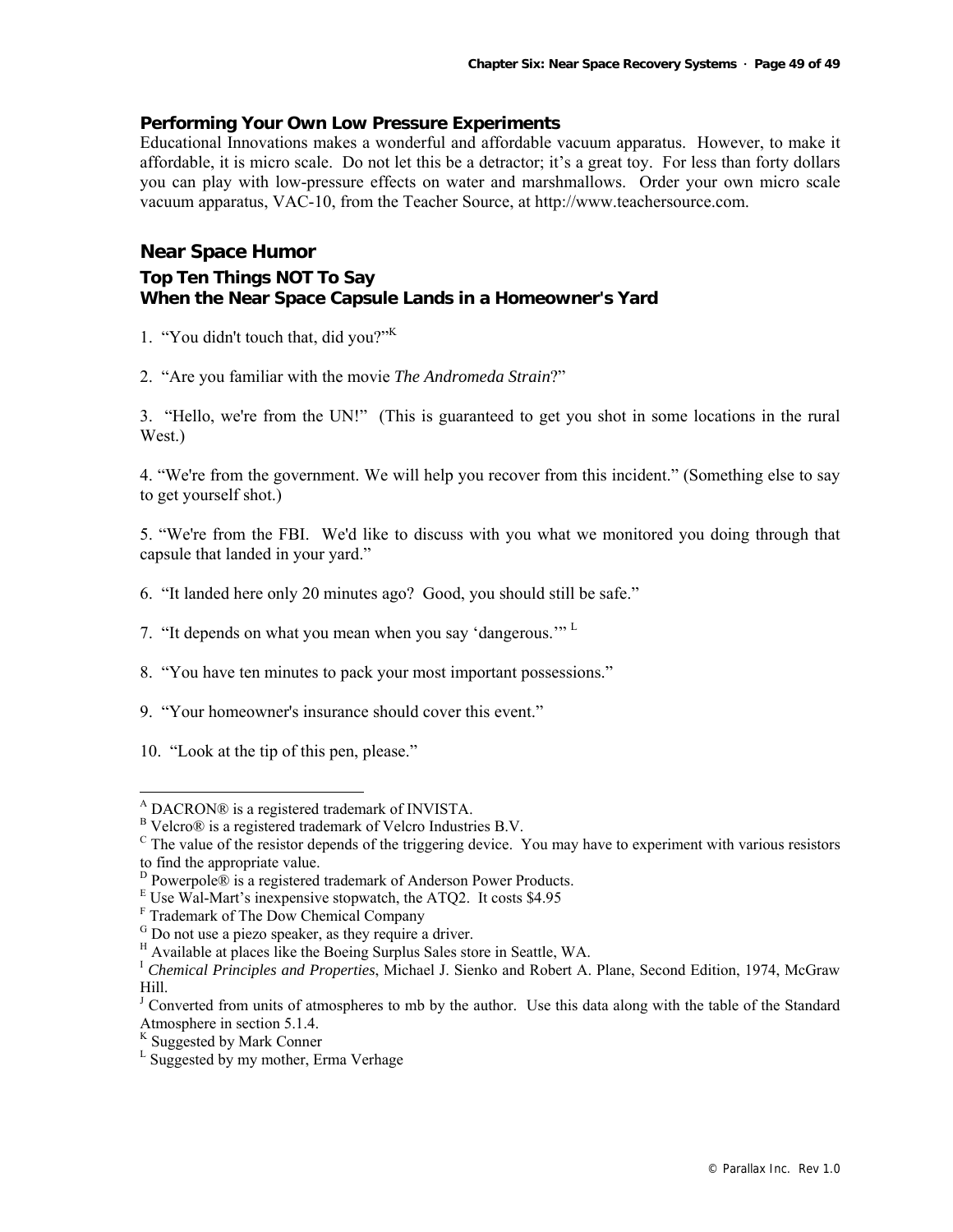### Performing Your Own Low Pressure Experiments

Educational Innovations makes a wonderful and affordable vacuum apparatus. However, to make it affordable, it is micro scale. Do not let this be a detractor; it's a great toy. For less than forty dollars you can play with low-pressure effects on water and marshmallows. Order your own micro scale vacuum apparatus, VAC-10, from the Teacher Source, at http://www.teachersource.com.

## Near Space Humor

### Top Ten Things NOT To Say When the Near Space Capsule Lands in a Homeowner's Yard

1. "You didn't touch that, did you?"[K]

2. "Are you familiar with the movie *The Andromeda Strain*?"

3. "Hello, we're from the UN!" (This is guaranteed to get you shot in some locations in the rural West.)

4. "We're from the government. We will help you recover from this incident." (Something else to say to get yourself shot.)

5. "We're from the FBI. We'd like to discuss with you what we monitored you doing through that capsule that landed in your yard."

6. "It landed here only 20 minutes ago? Good, you should still be safe."

7. "It depends on what you mean when you say 'dangerous.'" [L]

8. "You have ten minutes to pack your most important possessions."

9. "Your homeowner's insurance should cover this event."

10. "Look at the tip of this pen, please."

---

[A] DACRON® is a registered trademark of INVISTA.

[B] Velcro® is a registered trademark of Velcro Industries B.V.

[C] The value of the resistor depends of the triggering device. You may have to experiment with various resistors to find the appropriate value.

[D] Powerpole® is a registered trademark of Anderson Power Products.

[E] Use Wal-Mart's inexpensive stopwatch, the ATQ2. It costs $4.95

[F] Trademark of The Dow Chemical Company

[G] Do not use a piezo speaker, as they require a driver.

[H] Available at places like the Boeing Surplus Sales store in Seattle, WA.

[I] *Chemical Principles and Properties*, Michael J. Sienko and Robert A. Plane, Second Edition, 1974, McGraw Hill.

[J] Converted from units of atmospheres to mb by the author. Use this data along with the table of the Standard Atmosphere in section 5.1.4.

[K] Suggested by Mark Conner

[L] Suggested by my mother, Erma Verhage